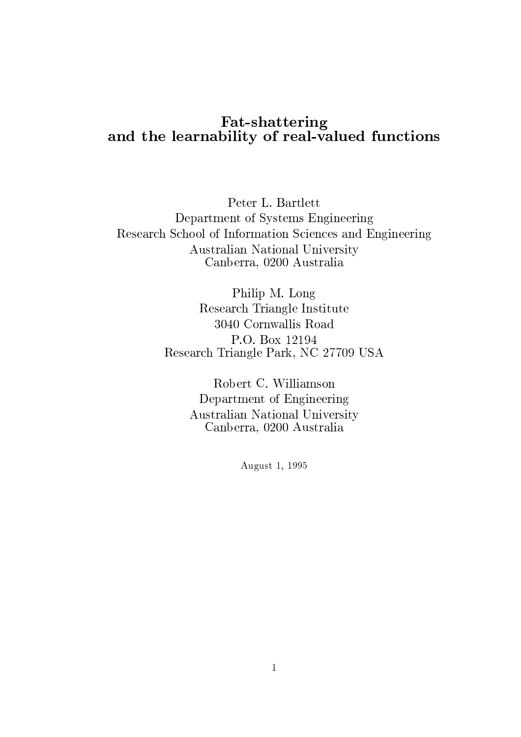# Fat-shattering and the learnability of real-valued functions

Peter L. Bartlett
Department of Systems Engineering
Research School of Information Sciences and Engineering
Australian National University
Canberra, 0200 Australia

Philip M. Long
Research Triangle Institute
3040 Cornwallis Road
P.O. Box 12194
Research Triangle Park, NC 27709 USA

Robert C. Williamson
Department of Engineering
Australian National University
Canberra, 0200 Australia

August 1, 1995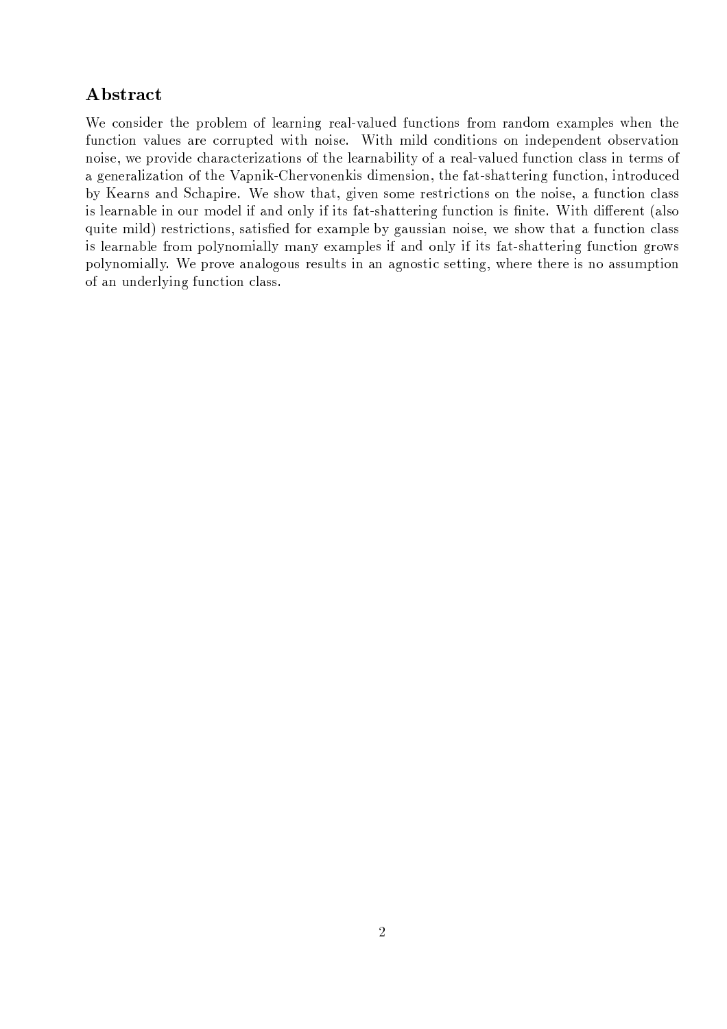## Abstract

We consider the problem of learning real-valued functions from random examples when the function values are corrupted with noise. With mild conditions on independent observation noise, we provide characterizations of the learnability of a real-valued function class in terms of a generalization of the Vapnik-Chervonenkis dimension, the fat-shattering function, introduced by Kearns and Schapire. We show that, given some restrictions on the noise, a function class is learnable in our model if and only if its fat-shattering function is finite. With different (also quite mild) restrictions, satisfied for example by gaussian noise, we show that a function class is learnable from polynomially many examples if and only if its fat-shattering function grows polynomially. We prove analogous results in an agnostic setting, where there is no assumption of an underlying function class.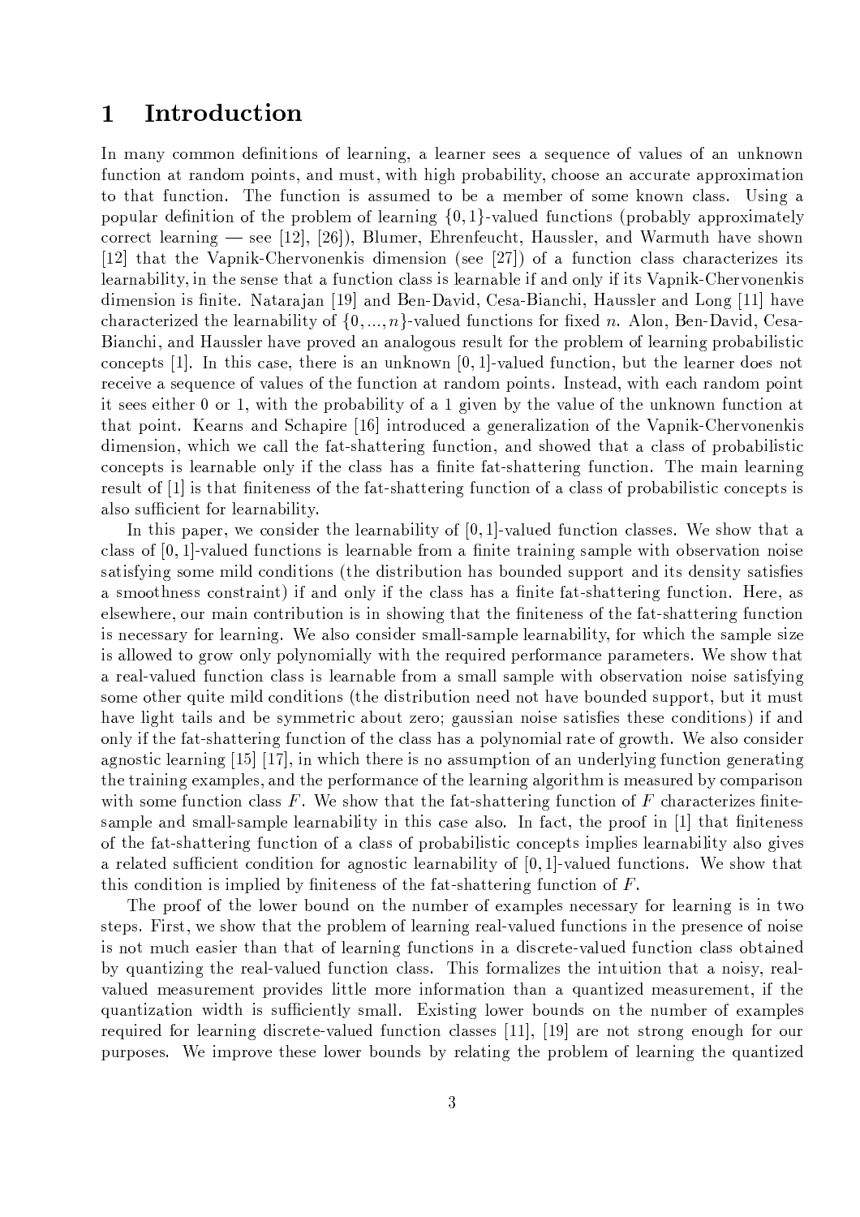# 1 Introduction

In many common definitions of learning, a learner sees a sequence of values of an unknown function at random points, and must, with high probability, choose an accurate approximation to that function. The function is assumed to be a member of some known class. Using a popular definition of the problem of learning $\{0, 1\}$-valued functions (probably approximately correct learning — see [12], [26]), Blumer, Ehrenfeucht, Haussler, and Warmuth have shown [12] that the Vapnik-Chervonenkis dimension (see [27]) of a function class characterizes its learnability, in the sense that a function class is learnable if and only if its Vapnik-Chervonenkis dimension is finite. Natarajan [19] and Ben-David, Cesa-Bianchi, Haussler and Long [11] have characterized the learnability of $\{0, ..., n\}$-valued functions for fixed $n$. Alon, Ben-David, Cesa-Bianchi, and Haussler have proved an analogous result for the problem of learning probabilistic concepts [1]. In this case, there is an unknown $[0, 1]$-valued function, but the learner does not receive a sequence of values of the function at random points. Instead, with each random point it sees either 0 or 1, with the probability of a 1 given by the value of the unknown function at that point. Kearns and Schapire [16] introduced a generalization of the Vapnik-Chervonenkis dimension, which we call the fat-shattering function, and showed that a class of probabilistic concepts is learnable only if the class has a finite fat-shattering function. The main learning result of [1] is that finiteness of the fat-shattering function of a class of probabilistic concepts is also sufficient for learnability.

In this paper, we consider the learnability of $[0, 1]$-valued function classes. We show that a class of $[0, 1]$-valued functions is learnable from a finite training sample with observation noise satisfying some mild conditions (the distribution has bounded support and its density satisfies a smoothness constraint) if and only if the class has a finite fat-shattering function. Here, as elsewhere, our main contribution is in showing that the finiteness of the fat-shattering function is necessary for learning. We also consider small-sample learnability, for which the sample size is allowed to grow only polynomially with the required performance parameters. We show that a real-valued function class is learnable from a small sample with observation noise satisfying some other quite mild conditions (the distribution need not have bounded support, but it must have light tails and be symmetric about zero; gaussian noise satisfies these conditions) if and only if the fat-shattering function of the class has a polynomial rate of growth. We also consider agnostic learning [15] [17], in which there is no assumption of an underlying function generating the training examples, and the performance of the learning algorithm is measured by comparison with some function class $F$. We show that the fat-shattering function of $F$ characterizes finite-sample and small-sample learnability in this case also. In fact, the proof in [1] that finiteness of the fat-shattering function of a class of probabilistic concepts implies learnability also gives a related sufficient condition for agnostic learnability of $[0, 1]$-valued functions. We show that this condition is implied by finiteness of the fat-shattering function of $F$.

The proof of the lower bound on the number of examples necessary for learning is in two steps. First, we show that the problem of learning real-valued functions in the presence of noise is not much easier than that of learning functions in a discrete-valued function class obtained by quantizing the real-valued function class. This formalizes the intuition that a noisy, real-valued measurement provides little more information than a quantized measurement, if the quantization width is sufficiently small. Existing lower bounds on the number of examples required for learning discrete-valued function classes [11], [19] are not strong enough for our purposes. We improve these lower bounds by relating the problem of learning the quantized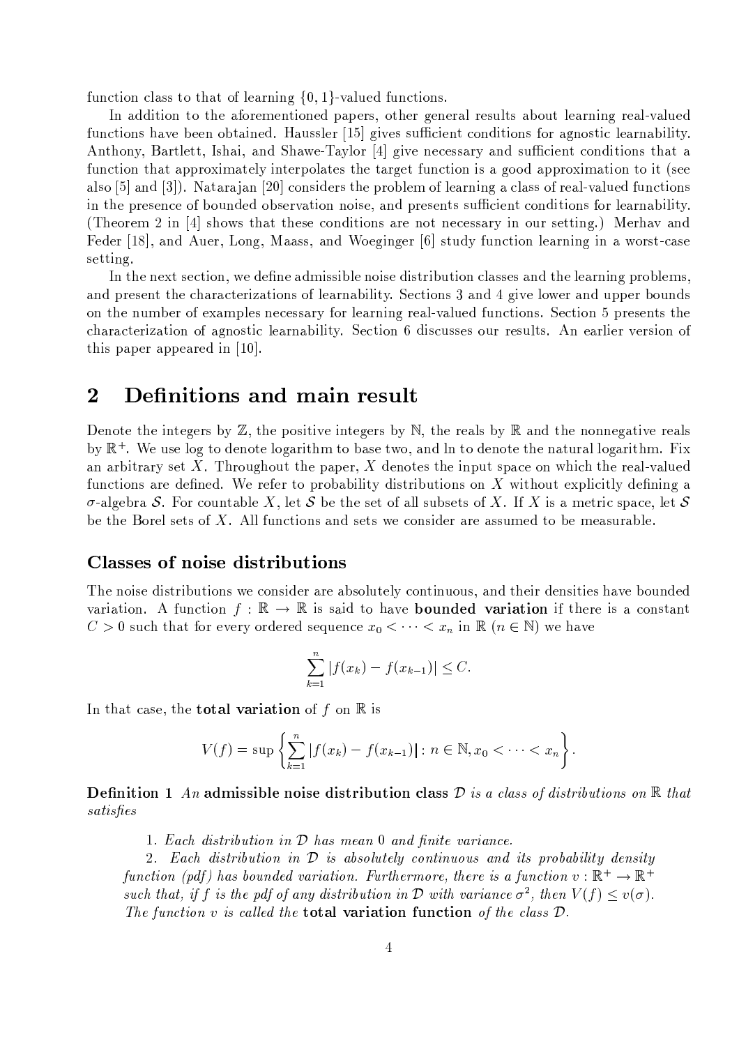function class to that of learning $\{0, 1\}$-valued functions.

In addition to the aforementioned papers, other general results about learning real-valued functions have been obtained. Haussler [15] gives sufficient conditions for agnostic learnability. Anthony, Bartlett, Ishai, and Shawe-Taylor [4] give necessary and sufficient conditions that a function that approximately interpolates the target function is a good approximation to it (see also [5] and [3]). Natarajan [20] considers the problem of learning a class of real-valued functions in the presence of bounded observation noise, and presents sufficient conditions for learnability. (Theorem 2 in [4] shows that these conditions are not necessary in our setting.) Merhav and Feder [18], and Auer, Long, Maass, and Woeginger [6] study function learning in a worst-case setting.

In the next section, we define admissible noise distribution classes and the learning problems, and present the characterizations of learnability. Sections 3 and 4 give lower and upper bounds on the number of examples necessary for learning real-valued functions. Section 5 presents the characterization of agnostic learnability. Section 6 discusses our results. An earlier version of this paper appeared in [10].

## 2 Definitions and main result

Denote the integers by $\mathbb{Z}$, the positive integers by $\mathbb{N}$, the reals by $\mathbb{R}$ and the nonnegative reals by $\mathbb{R}^+$. We use log to denote logarithm to base two, and ln to denote the natural logarithm. Fix an arbitrary set $X$. Throughout the paper, $X$ denotes the input space on which the real-valued functions are defined. We refer to probability distributions on $X$ without explicitly defining a $\sigma$-algebra $\mathcal{S}$. For countable $X$, let $\mathcal{S}$ be the set of all subsets of $X$. If $X$ is a metric space, let $\mathcal{S}$ be the Borel sets of $X$. All functions and sets we consider are assumed to be measurable.

### Classes of noise distributions

The noise distributions we consider are absolutely continuous, and their densities have bounded variation. A function $f : \mathbb{R} \to \mathbb{R}$ is said to have **bounded variation** if there is a constant $C > 0$ such that for every ordered sequence $x_0 < \cdots < x_n$ in $\mathbb{R}$ ($n \in \mathbb{N}$) we have

$$\sum_{k=1}^{n} |f(x_k) - f(x_{k-1})| \leq C.$$

In that case, the **total variation** of $f$ on $\mathbb{R}$ is

$$V(f) = \sup \left\{ \sum_{k=1}^{n} |f(x_k) - f(x_{k-1})| : n \in \mathbb{N}, x_0 < \cdots < x_n \right\}.$$

**Definition 1** *An* **admissible noise distribution class** $\mathcal{D}$ *is a class of distributions on* $\mathbb{R}$ *that satisfies*

1. *Each distribution in* $\mathcal{D}$ *has mean 0 and finite variance.*
2. *Each distribution in* $\mathcal{D}$ *is absolutely continuous and its probability density function (pdf) has bounded variation. Furthermore, there is a function* $v : \mathbb{R}^+ \to \mathbb{R}^+$ *such that, if* $f$ *is the pdf of any distribution in* $\mathcal{D}$ *with variance* $\sigma^2$*, then* $V(f) \leq v(\sigma)$*. The function* $v$ *is called the* **total variation function** *of the class* $\mathcal{D}$*.*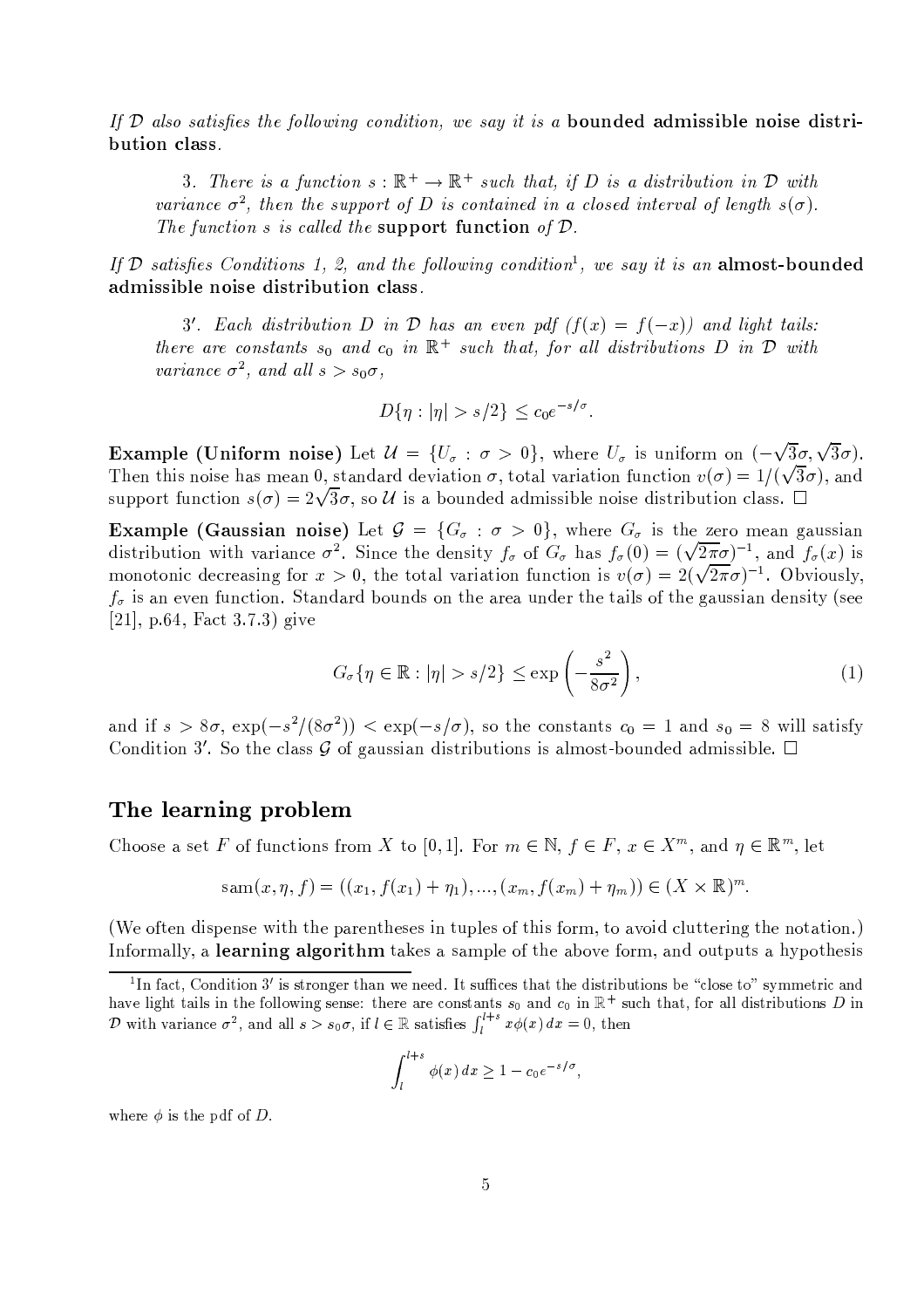*If $\mathcal{D}$ also satisfies the following condition, we say it is a* **bounded admissible noise distribution class***.*

> 3. *There is a function $s : \mathbb{R}^+ \to \mathbb{R}^+$ such that, if $D$ is a distribution in $\mathcal{D}$ with variance $\sigma^2$, then the support of $D$ is contained in a closed interval of length $s(\sigma)$. The function $s$ is called the* **support function** *of $\mathcal{D}$.*

*If $\mathcal{D}$ satisfies Conditions 1, 2, and the following condition*[1]*, we say it is an* **almost-bounded admissible noise distribution class***.*

> 3′. *Each distribution $D$ in $\mathcal{D}$ has an even pdf ($f(x) = f(-x)$) and light tails: there are constants $s_0$ and $c_0$ in $\mathbb{R}^+$ such that, for all distributions $D$ in $\mathcal{D}$ with variance $\sigma^2$, and all $s > s_0\sigma$,*
>
> $$D\{\eta : |\eta| > s/2\} \leq c_0 e^{-s/\sigma}.$$

**Example (Uniform noise)** Let $\mathcal{U} = \{U_\sigma : \sigma > 0\}$, where $U_\sigma$ is uniform on $(-\sqrt{3}\sigma, \sqrt{3}\sigma)$. Then this noise has mean 0, standard deviation $\sigma$, total variation function $v(\sigma) = 1/(\sqrt{3}\sigma)$, and support function $s(\sigma) = 2\sqrt{3}\sigma$, so $\mathcal{U}$ is a bounded admissible noise distribution class. □

**Example (Gaussian noise)** Let $\mathcal{G} = \{G_\sigma : \sigma > 0\}$, where $G_\sigma$ is the zero mean gaussian distribution with variance $\sigma^2$. Since the density $f_\sigma$ of $G_\sigma$ has $f_\sigma(0) = (\sqrt{2\pi}\sigma)^{-1}$, and $f_\sigma(x)$ is monotonic decreasing for $x > 0$, the total variation function is $v(\sigma) = 2(\sqrt{2\pi}\sigma)^{-1}$. Obviously, $f_\sigma$ is an even function. Standard bounds on the area under the tails of the gaussian density (see [21], p.64, Fact 3.7.3) give

$$G_\sigma\{\eta \in \mathbb{R} : |\eta| > s/2\} \leq \exp\left(-\frac{s^2}{8\sigma^2}\right), \tag{1}$$

and if $s > 8\sigma$, $\exp(-s^2/(8\sigma^2)) < \exp(-s/\sigma)$, so the constants $c_0 = 1$ and $s_0 = 8$ will satisfy Condition 3′. So the class $\mathcal{G}$ of gaussian distributions is almost-bounded admissible. □

## The learning problem

Choose a set $F$ of functions from $X$ to $[0, 1]$. For $m \in \mathbb{N}$, $f \in F$, $x \in X^m$, and $\eta \in \mathbb{R}^m$, let

$$\mathrm{sam}(x, \eta, f) = ((x_1, f(x_1) + \eta_1), ..., (x_m, f(x_m) + \eta_m)) \in (X \times \mathbb{R})^m.$$

(We often dispense with the parentheses in tuples of this form, to avoid cluttering the notation.) Informally, a **learning algorithm** takes a sample of the above form, and outputs a hypothesis

---

[1] In fact, Condition 3′ is stronger than we need. It suffices that the distributions be "close to" symmetric and have light tails in the following sense: there are constants $s_0$ and $c_0$ in $\mathbb{R}^+$ such that, for all distributions $D$ in $\mathcal{D}$ with variance $\sigma^2$, and all $s > s_0\sigma$, if $l \in \mathbb{R}$ satisfies $\int_l^{l+s} x\phi(x)\,dx = 0$, then

$$\int_l^{l+s} \phi(x)\,dx \geq 1 - c_0 e^{-s/\sigma},$$

where $\phi$ is the pdf of $D$.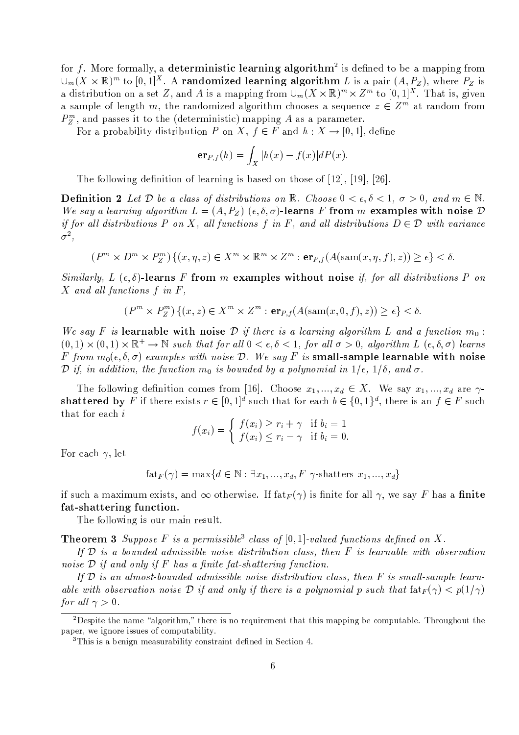for $f$. More formally, a **deterministic learning algorithm**[2] is defined to be a mapping from $\cup_m (X \times \mathbb{R})^m$ to $[0,1]^X$. A **randomized learning algorithm** $L$ is a pair $(A, P_Z)$, where $P_Z$ is a distribution on a set $Z$, and $A$ is a mapping from $\cup_m (X \times \mathbb{R})^m \times Z^m$ to $[0,1]^X$. That is, given a sample of length $m$, the randomized algorithm chooses a sequence $z \in Z^m$ at random from $P_Z^m$, and passes it to the (deterministic) mapping $A$ as a parameter.

For a probability distribution $P$ on $X$, $f \in F$ and $h : X \to [0,1]$, define

$$\mathbf{er}_{P,f}(h) = \int_X |h(x) - f(x)| dP(x).$$

The following definition of learning is based on those of [12], [19], [26].

**Definition 2** *Let $\mathcal{D}$ be a class of distributions on $\mathbb{R}$. Choose $0 < \epsilon, \delta < 1$, $\sigma > 0$, and $m \in \mathbb{N}$. We say a learning algorithm $L = (A, P_Z)$* $(\epsilon, \delta, \sigma)$**-learns** $F$ **from** $m$ **examples with noise** $\mathcal{D}$ *if for all distributions $P$ on $X$, all functions $f$ in $F$, and all distributions $D \in \mathcal{D}$ with variance $\sigma^2$,*

$$(P^m \times D^m \times P_Z^m)\{(x, \eta, z) \in X^m \times \mathbb{R}^m \times Z^m : \mathbf{er}_{P,f}(A(\mathrm{sam}(x, \eta, f), z)) \geq \epsilon\} < \delta.$$

*Similarly,* $L$ $(\epsilon, \delta)$**-learns** $F$ **from** $m$ **examples without noise** *if, for all distributions $P$ on $X$ and all functions $f$ in $F$,*

$$(P^m \times P_Z^m)\{(x, z) \in X^m \times Z^m : \mathbf{er}_{P,f}(A(\mathrm{sam}(x, 0, f), z)) \geq \epsilon\} < \delta.$$

*We say $F$ is* **learnable with noise** $\mathcal{D}$ *if there is a learning algorithm $L$ and a function $m_0 : (0,1) \times (0,1) \times \mathbb{R}^+ \to \mathbb{N}$ such that for all $0 < \epsilon, \delta < 1$, for all $\sigma > 0$, algorithm $L$ $(\epsilon, \delta, \sigma)$ learns $F$ from $m_0(\epsilon, \delta, \sigma)$ examples with noise $\mathcal{D}$. We say $F$ is* **small-sample learnable with noise** $\mathcal{D}$ *if, in addition, the function $m_0$ is bounded by a polynomial in $1/\epsilon$, $1/\delta$, and $\sigma$.*

The following definition comes from [16]. Choose $x_1, ..., x_d \in X$. We say $x_1, ..., x_d$ are $\gamma$-**shattered by** $F$ if there exists $r \in [0,1]^d$ such that for each $b \in \{0,1\}^d$, there is an $f \in F$ such that for each $i$

$$f(x_i) = \begin{cases} f(x_i) \geq r_i + \gamma & \text{if } b_i = 1 \\ f(x_i) \leq r_i - \gamma & \text{if } b_i = 0. \end{cases}$$

For each $\gamma$, let

$$\mathrm{fat}_F(\gamma) = \max\{d \in \mathbb{N} : \exists x_1, ..., x_d, F \ \gamma\text{-shatters } x_1, ..., x_d\}$$

if such a maximum exists, and $\infty$ otherwise. If $\mathrm{fat}_F(\gamma)$ is finite for all $\gamma$, we say $F$ has a **finite fat-shattering function.**

The following is our main result.

**Theorem 3** *Suppose $F$ is a permissible*[3] *class of $[0,1]$-valued functions defined on $X$.*

*If $\mathcal{D}$ is a bounded admissible noise distribution class, then $F$ is learnable with observation noise $\mathcal{D}$ if and only if $F$ has a finite fat-shattering function.*

*If $\mathcal{D}$ is an almost-bounded admissible noise distribution class, then $F$ is small-sample learnable with observation noise $\mathcal{D}$ if and only if there is a polynomial $p$ such that $\mathrm{fat}_F(\gamma) < p(1/\gamma)$ for all $\gamma > 0$.*

---

[2] Despite the name "algorithm," there is no requirement that this mapping be computable. Throughout the paper, we ignore issues of computability.

[3] This is a benign measurability constraint defined in Section 4.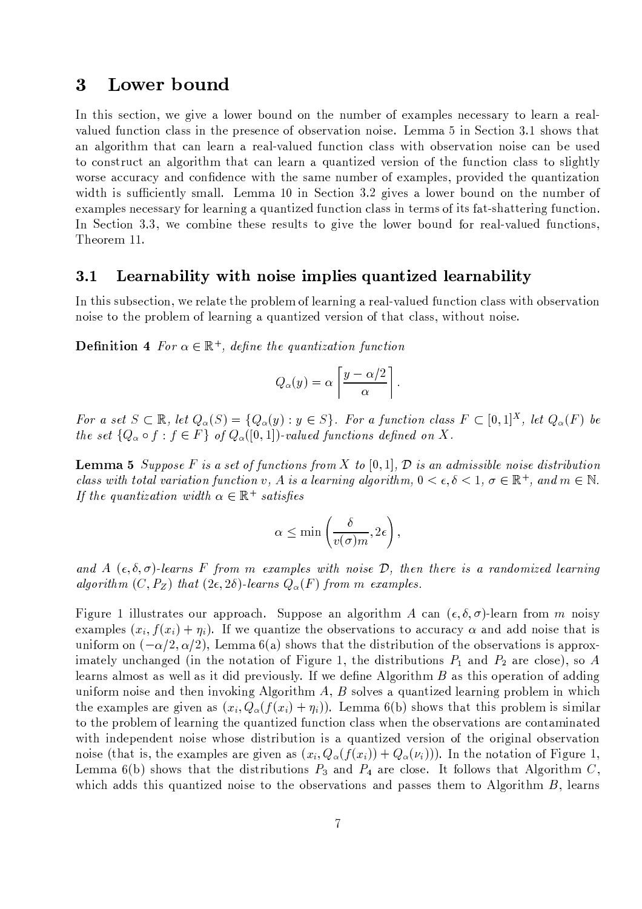## 3 Lower bound

In this section, we give a lower bound on the number of examples necessary to learn a real-valued function class in the presence of observation noise. Lemma 5 in Section 3.1 shows that an algorithm that can learn a real-valued function class with observation noise can be used to construct an algorithm that can learn a quantized version of the function class to slightly worse accuracy and confidence with the same number of examples, provided the quantization width is sufficiently small. Lemma 10 in Section 3.2 gives a lower bound on the number of examples necessary for learning a quantized function class in terms of its fat-shattering function. In Section 3.3, we combine these results to give the lower bound for real-valued functions, Theorem 11.

### 3.1 Learnability with noise implies quantized learnability

In this subsection, we relate the problem of learning a real-valued function class with observation noise to the problem of learning a quantized version of that class, without noise.

**Definition 4** *For $\alpha \in \mathbb{R}^+$, define the quantization function*

$$Q_\alpha(y) = \alpha \left\lceil \frac{y - \alpha/2}{\alpha} \right\rceil.$$

*For a set $S \subset \mathbb{R}$, let $Q_\alpha(S) = \{Q_\alpha(y) : y \in S\}$. For a function class $F \subset [0,1]^X$, let $Q_\alpha(F)$ be the set $\{Q_\alpha \circ f : f \in F\}$ of $Q_\alpha([0,1])$-valued functions defined on $X$.*

**Lemma 5** *Suppose $F$ is a set of functions from $X$ to $[0,1]$, $\mathcal{D}$ is an admissible noise distribution class with total variation function $v$, $A$ is a learning algorithm, $0 < \epsilon, \delta < 1$, $\sigma \in \mathbb{R}^+$, and $m \in \mathbb{N}$. If the quantization width $\alpha \in \mathbb{R}^+$ satisfies*

$$\alpha \leq \min\left(\frac{\delta}{v(\sigma)m}, 2\epsilon\right),$$

*and $A$ $(\epsilon, \delta, \sigma)$-learns $F$ from $m$ examples with noise $\mathcal{D}$, then there is a randomized learning algorithm $(C, P_Z)$ that $(2\epsilon, 2\delta)$-learns $Q_\alpha(F)$ from $m$ examples.*

Figure 1 illustrates our approach. Suppose an algorithm $A$ can $(\epsilon, \delta, \sigma)$-learn from $m$ noisy examples $(x_i, f(x_i) + \eta_i)$. If we quantize the observations to accuracy $\alpha$ and add noise that is uniform on $(-\alpha/2, \alpha/2)$, Lemma 6(a) shows that the distribution of the observations is approximately unchanged (in the notation of Figure 1, the distributions $P_1$ and $P_2$ are close), so $A$ learns almost as well as it did previously. If we define Algorithm $B$ as this operation of adding uniform noise and then invoking Algorithm $A$, $B$ solves a quantized learning problem in which the examples are given as $(x_i, Q_\alpha(f(x_i) + \eta_i))$. Lemma 6(b) shows that this problem is similar to the problem of learning the quantized function class when the observations are contaminated with independent noise whose distribution is a quantized version of the original observation noise (that is, the examples are given as $(x_i, Q_\alpha(f(x_i)) + Q_\alpha(\nu_i))$). In the notation of Figure 1, Lemma 6(b) shows that the distributions $P_3$ and $P_4$ are close. It follows that Algorithm $C$, which adds this quantized noise to the observations and passes them to Algorithm $B$, learns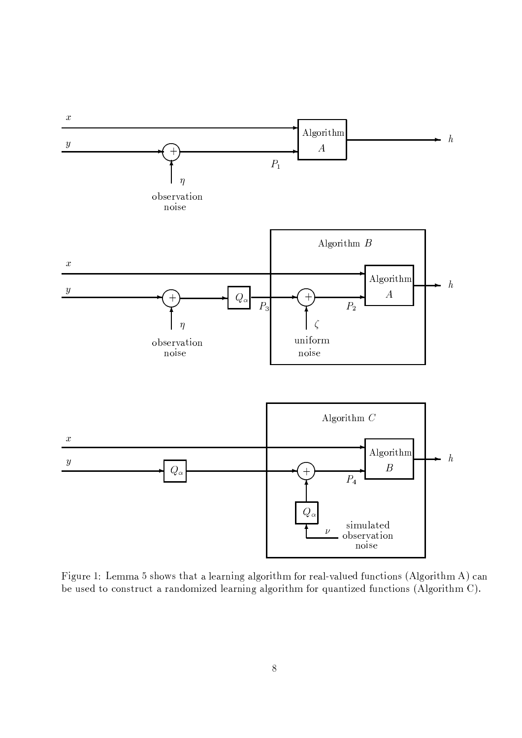Figure 1: Lemma 5 shows that a learning algorithm for real-valued functions (Algorithm A) can be used to construct a randomized learning algorithm for quantized functions (Algorithm C).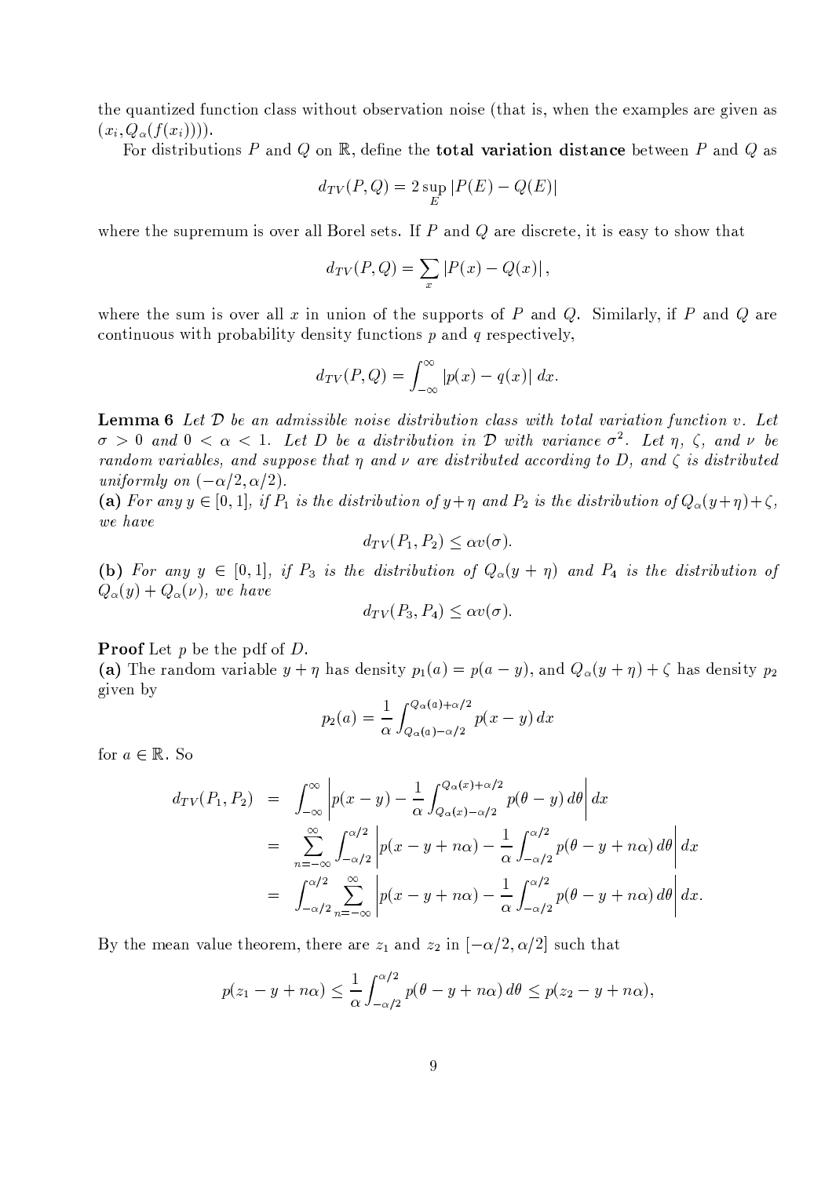the quantized function class without observation noise (that is, when the examples are given as $(x_i, Q_\alpha(f(x_i))))$.

For distributions $P$ and $Q$ on $\mathbb{R}$, define the **total variation distance** between $P$ and $Q$ as

$$d_{TV}(P,Q) = 2 \sup_E |P(E) - Q(E)|$$

where the supremum is over all Borel sets. If $P$ and $Q$ are discrete, it is easy to show that

$$d_{TV}(P,Q) = \sum_x |P(x) - Q(x)|,$$

where the sum is over all $x$ in union of the supports of $P$ and $Q$. Similarly, if $P$ and $Q$ are continuous with probability density functions $p$ and $q$ respectively,

$$d_{TV}(P,Q) = \int_{-\infty}^{\infty} |p(x) - q(x)|\, dx.$$

**Lemma 6** *Let $\mathcal{D}$ be an admissible noise distribution class with total variation function $v$. Let $\sigma > 0$ and $0 < \alpha < 1$. Let $D$ be a distribution in $\mathcal{D}$ with variance $\sigma^2$. Let $\eta$, $\zeta$, and $\nu$ be random variables, and suppose that $\eta$ and $\nu$ are distributed according to $D$, and $\zeta$ is distributed uniformly on $(-\alpha/2, \alpha/2)$.*

**(a)** *For any $y \in [0,1]$, if $P_1$ is the distribution of $y+\eta$ and $P_2$ is the distribution of $Q_\alpha(y+\eta)+\zeta$, we have*

$$d_{TV}(P_1, P_2) \le \alpha v(\sigma).$$

**(b)** *For any $y \in [0,1]$, if $P_3$ is the distribution of $Q_\alpha(y+\eta)$ and $P_4$ is the distribution of $Q_\alpha(y) + Q_\alpha(\nu)$, we have*

$$d_{TV}(P_3, P_4) \le \alpha v(\sigma).$$

**Proof** Let $p$ be the pdf of $D$.

**(a)** The random variable $y + \eta$ has density $p_1(a) = p(a-y)$, and $Q_\alpha(y+\eta)+\zeta$ has density $p_2$ given by

$$p_2(a) = \frac{1}{\alpha} \int_{Q_\alpha(a)-\alpha/2}^{Q_\alpha(a)+\alpha/2} p(x-y)\, dx$$

for $a \in \mathbb{R}$. So

$$\begin{aligned} d_{TV}(P_1, P_2) &= \int_{-\infty}^{\infty} \left| p(x-y) - \frac{1}{\alpha} \int_{Q_\alpha(x)-\alpha/2}^{Q_\alpha(x)+\alpha/2} p(\theta - y)\, d\theta \right| dx \\ &= \sum_{n=-\infty}^{\infty} \int_{-\alpha/2}^{\alpha/2} \left| p(x - y + n\alpha) - \frac{1}{\alpha} \int_{-\alpha/2}^{\alpha/2} p(\theta - y + n\alpha)\, d\theta \right| dx \\ &= \int_{-\alpha/2}^{\alpha/2} \sum_{n=-\infty}^{\infty} \left| p(x - y + n\alpha) - \frac{1}{\alpha} \int_{-\alpha/2}^{\alpha/2} p(\theta - y + n\alpha)\, d\theta \right| dx. \end{aligned}$$

By the mean value theorem, there are $z_1$ and $z_2$ in $[-\alpha/2, \alpha/2]$ such that

$$p(z_1 - y + n\alpha) \le \frac{1}{\alpha} \int_{-\alpha/2}^{\alpha/2} p(\theta - y + n\alpha)\, d\theta \le p(z_2 - y + n\alpha),$$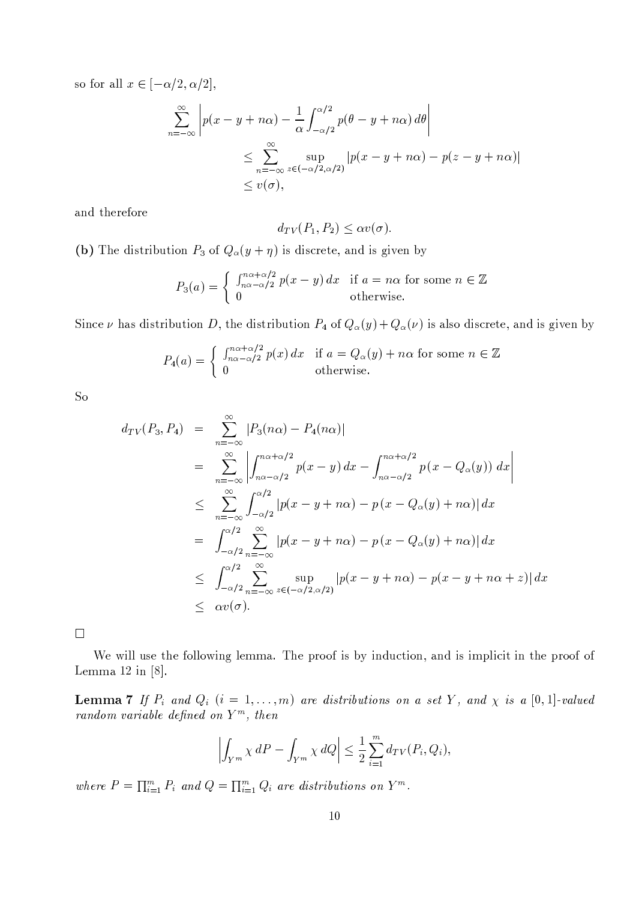so for all $x \in [-\alpha/2, \alpha/2]$,

$$
\begin{aligned}
\sum_{n=-\infty}^{\infty} \left| p(x - y + n\alpha) - \frac{1}{\alpha} \int_{-\alpha/2}^{\alpha/2} p(\theta - y + n\alpha)\, d\theta \right| \\
\leq \sum_{n=-\infty}^{\infty} \sup_{z \in (-\alpha/2, \alpha/2)} |p(x - y + n\alpha) - p(z - y + n\alpha)| \\
\leq v(\sigma),
\end{aligned}
$$

and therefore

$$
d_{TV}(P_1, P_2) \leq \alpha v(\sigma).
$$

**(b)** The distribution $P_3$ of $Q_\alpha(y + \eta)$ is discrete, and is given by

$$
P_3(a) = \begin{cases} \int_{n\alpha - \alpha/2}^{n\alpha + \alpha/2} p(x - y)\, dx & \text{if } a = n\alpha \text{ for some } n \in \mathbb{Z} \\ 0 & \text{otherwise.} \end{cases}
$$

Since $\nu$ has distribution $D$, the distribution $P_4$ of $Q_\alpha(y) + Q_\alpha(\nu)$ is also discrete, and is given by

$$
P_4(a) = \begin{cases} \int_{n\alpha - \alpha/2}^{n\alpha + \alpha/2} p(x)\, dx & \text{if } a = Q_\alpha(y) + n\alpha \text{ for some } n \in \mathbb{Z} \\ 0 & \text{otherwise.} \end{cases}
$$

So

$$
\begin{aligned}
d_{TV}(P_3, P_4) &= \sum_{n=-\infty}^{\infty} |P_3(n\alpha) - P_4(n\alpha)| \\
&= \sum_{n=-\infty}^{\infty} \left| \int_{n\alpha - \alpha/2}^{n\alpha + \alpha/2} p(x - y)\, dx - \int_{n\alpha - \alpha/2}^{n\alpha + \alpha/2} p\left(x - Q_\alpha(y)\right)\, dx \right| \\
&\leq \sum_{n=-\infty}^{\infty} \int_{-\alpha/2}^{\alpha/2} |p(x - y + n\alpha) - p\left(x - Q_\alpha(y) + n\alpha\right)|\, dx \\
&= \int_{-\alpha/2}^{\alpha/2} \sum_{n=-\infty}^{\infty} |p(x - y + n\alpha) - p\left(x - Q_\alpha(y) + n\alpha\right)|\, dx \\
&\leq \int_{-\alpha/2}^{\alpha/2} \sum_{n=-\infty}^{\infty} \sup_{z \in (-\alpha/2, \alpha/2)} |p(x - y + n\alpha) - p(x - y + n\alpha + z)|\, dx \\
&\leq \alpha v(\sigma).
\end{aligned}
$$

□

We will use the following lemma. The proof is by induction, and is implicit in the proof of Lemma 12 in [8].

**Lemma 7** *If $P_i$ and $Q_i$ $(i = 1, \ldots, m)$ are distributions on a set $Y$, and $\chi$ is a $[0,1]$-valued random variable defined on $Y^m$, then*

$$
\left| \int_{Y^m} \chi\, dP - \int_{Y^m} \chi\, dQ \right| \leq \frac{1}{2} \sum_{i=1}^{m} d_{TV}(P_i, Q_i),
$$

*where $P = \prod_{i=1}^{m} P_i$ and $Q = \prod_{i=1}^{m} Q_i$ are distributions on $Y^m$.*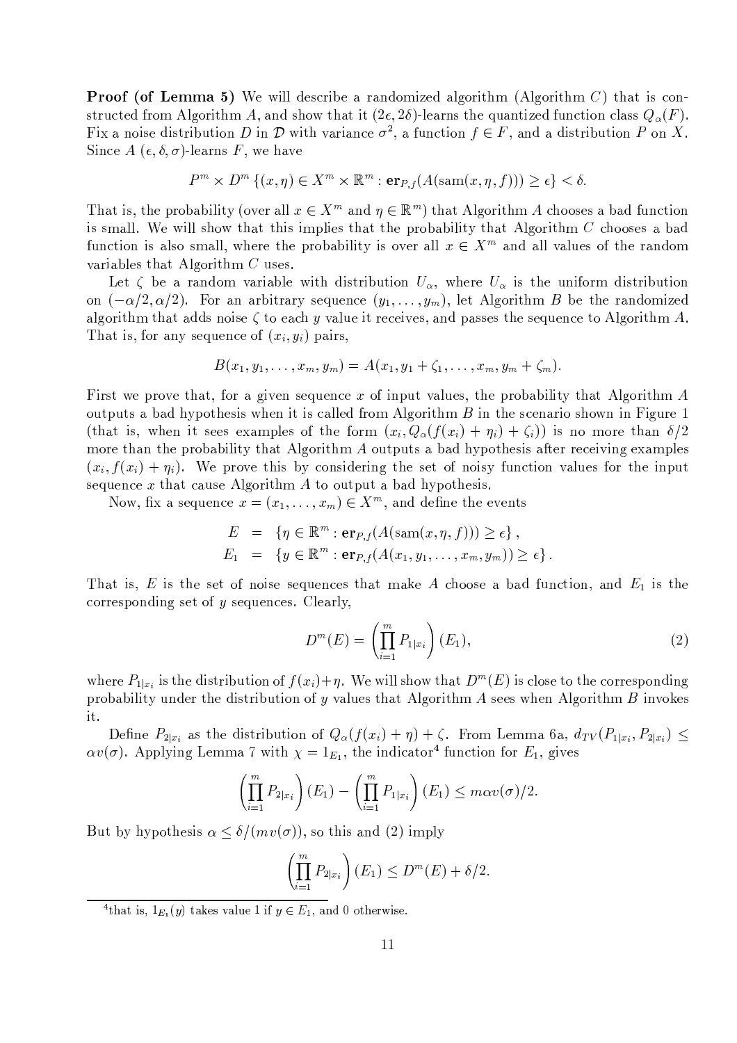**Proof (of Lemma 5)** We will describe a randomized algorithm (Algorithm $C$) that is constructed from Algorithm $A$, and show that it $(2\epsilon, 2\delta)$-learns the quantized function class $Q_\alpha(F)$. Fix a noise distribution $D$ in $\mathcal{D}$ with variance $\sigma^2$, a function $f \in F$, and a distribution $P$ on $X$. Since $A$ $(\epsilon, \delta, \sigma)$-learns $F$, we have

$$P^m \times D^m \left\{(x, \eta) \in X^m \times \mathbb{R}^m : \mathbf{er}_{P,f}(A(\mathrm{sam}(x, \eta, f))) \geq \epsilon \right\} < \delta.$$

That is, the probability (over all $x \in X^m$ and $\eta \in \mathbb{R}^m$) that Algorithm $A$ chooses a bad function is small. We will show that this implies that the probability that Algorithm $C$ chooses a bad function is also small, where the probability is over all $x \in X^m$ and all values of the random variables that Algorithm $C$ uses.

Let $\zeta$ be a random variable with distribution $U_\alpha$, where $U_\alpha$ is the uniform distribution on $(-\alpha/2, \alpha/2)$. For an arbitrary sequence $(y_1, \ldots, y_m)$, let Algorithm $B$ be the randomized algorithm that adds noise $\zeta$ to each $y$ value it receives, and passes the sequence to Algorithm $A$. That is, for any sequence of $(x_i, y_i)$ pairs,

$$B(x_1, y_1, \ldots, x_m, y_m) = A(x_1, y_1 + \zeta_1, \ldots, x_m, y_m + \zeta_m).$$

First we prove that, for a given sequence $x$ of input values, the probability that Algorithm $A$ outputs a bad hypothesis when it is called from Algorithm $B$ in the scenario shown in Figure 1 (that is, when it sees examples of the form $(x_i, Q_\alpha(f(x_i) + \eta_i) + \zeta_i)$) is no more than $\delta/2$ more than the probability that Algorithm $A$ outputs a bad hypothesis after receiving examples $(x_i, f(x_i) + \eta_i)$. We prove this by considering the set of noisy function values for the input sequence $x$ that cause Algorithm $A$ to output a bad hypothesis.

Now, fix a sequence $x = (x_1, \ldots, x_m) \in X^m$, and define the events

$$\begin{aligned} E &= \left\{\eta \in \mathbb{R}^m : \mathbf{er}_{P,f}(A(\mathrm{sam}(x, \eta, f))) \geq \epsilon \right\}, \\ E_1 &= \left\{y \in \mathbb{R}^m : \mathbf{er}_{P,f}(A(x_1, y_1, \ldots, x_m, y_m)) \geq \epsilon \right\}. \end{aligned}$$

That is, $E$ is the set of noise sequences that make $A$ choose a bad function, and $E_1$ is the corresponding set of $y$ sequences. Clearly,

$$D^m(E) = \left(\prod_{i=1}^m P_{1|x_i}\right)(E_1), \tag{2}$$

where $P_{1|x_i}$ is the distribution of $f(x_i) + \eta$. We will show that $D^m(E)$ is close to the corresponding probability under the distribution of $y$ values that Algorithm $A$ sees when Algorithm $B$ invokes it.

Define $P_{2|x_i}$ as the distribution of $Q_\alpha(f(x_i) + \eta) + \zeta$. From Lemma 6a, $d_{TV}(P_{1|x_i}, P_{2|x_i}) \leq \alpha v(\sigma)$. Applying Lemma 7 with $\chi = 1_{E_1}$, the indicator[4] function for $E_1$, gives

$$\left(\prod_{i=1}^m P_{2|x_i}\right)(E_1) - \left(\prod_{i=1}^m P_{1|x_i}\right)(E_1) \leq m\alpha v(\sigma)/2.$$

But by hypothesis $\alpha \leq \delta/(m v(\sigma))$, so this and (2) imply

$$\left(\prod_{i=1}^m P_{2|x_i}\right)(E_1) \leq D^m(E) + \delta/2.$$

[4] that is, $1_{E_1}(y)$ takes value 1 if $y \in E_1$, and 0 otherwise.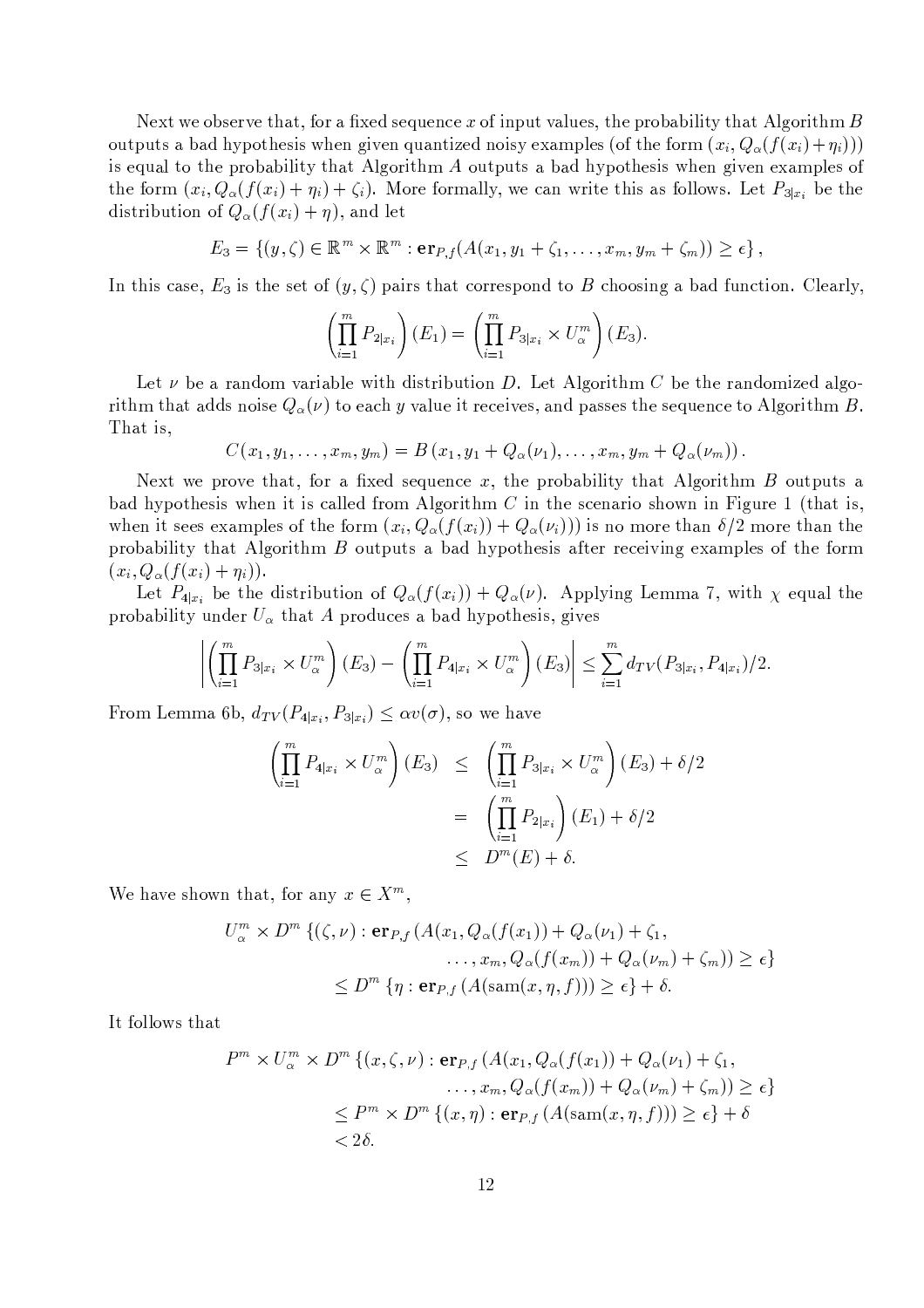Next we observe that, for a fixed sequence $x$ of input values, the probability that Algorithm $B$ outputs a bad hypothesis when given quantized noisy examples (of the form $(x_i, Q_\alpha(f(x_i)+\eta_i))$) is equal to the probability that Algorithm $A$ outputs a bad hypothesis when given examples of the form $(x_i, Q_\alpha(f(x_i)+\eta_i)+\zeta_i)$. More formally, we can write this as follows. Let $P_{3|x_i}$ be the distribution of $Q_\alpha(f(x_i)+\eta)$, and let

$$E_3 = \{(y,\zeta) \in \mathbb{R}^m \times \mathbb{R}^m : \mathbf{er}_{P,f}(A(x_1, y_1+\zeta_1, \ldots, x_m, y_m+\zeta_m)) \geq \epsilon\},$$

In this case, $E_3$ is the set of $(y,\zeta)$ pairs that correspond to $B$ choosing a bad function. Clearly,

$$\left(\prod_{i=1}^m P_{2|x_i}\right)(E_1) = \left(\prod_{i=1}^m P_{3|x_i} \times U_\alpha^m\right)(E_3).$$

Let $\nu$ be a random variable with distribution $D$. Let Algorithm $C$ be the randomized algorithm that adds noise $Q_\alpha(\nu)$ to each $y$ value it receives, and passes the sequence to Algorithm $B$. That is,

$$C(x_1, y_1, \ldots, x_m, y_m) = B\left(x_1, y_1 + Q_\alpha(\nu_1), \ldots, x_m, y_m + Q_\alpha(\nu_m)\right).$$

Next we prove that, for a fixed sequence $x$, the probability that Algorithm $B$ outputs a bad hypothesis when it is called from Algorithm $C$ in the scenario shown in Figure 1 (that is, when it sees examples of the form $(x_i, Q_\alpha(f(x_i)) + Q_\alpha(\nu_i))$) is no more than $\delta/2$ more than the probability that Algorithm $B$ outputs a bad hypothesis after receiving examples of the form $(x_i, Q_\alpha(f(x_i)+\eta_i))$.

Let $P_{4|x_i}$ be the distribution of $Q_\alpha(f(x_i)) + Q_\alpha(\nu)$. Applying Lemma 7, with $\chi$ equal the probability under $U_\alpha$ that $A$ produces a bad hypothesis, gives

$$\left|\left(\prod_{i=1}^m P_{3|x_i} \times U_\alpha^m\right)(E_3) - \left(\prod_{i=1}^m P_{4|x_i} \times U_\alpha^m\right)(E_3)\right| \leq \sum_{i=1}^m d_{TV}(P_{3|x_i}, P_{4|x_i})/2.$$

From Lemma 6b, $d_{TV}(P_{4|x_i}, P_{3|x_i}) \leq \alpha v(\sigma)$, so we have

$$\begin{aligned}
\left(\prod_{i=1}^m P_{4|x_i} \times U_\alpha^m\right)(E_3) &\leq \left(\prod_{i=1}^m P_{3|x_i} \times U_\alpha^m\right)(E_3) + \delta/2 \\
&= \left(\prod_{i=1}^m P_{2|x_i}\right)(E_1) + \delta/2 \\
&\leq D^m(E) + \delta.
\end{aligned}$$

We have shown that, for any $x \in X^m$,

$$\begin{aligned}
U_\alpha^m \times D^m \{(\zeta,\nu) : \mathbf{er}_{P,f}\,(A(x_1, Q_\alpha(f(x_1)) + Q_\alpha(\nu_1) + \zeta_1,& \\
\ldots, x_m, Q_\alpha(f(x_m)) + Q_\alpha(\nu_m) + \zeta_m)) \geq \epsilon\}& \\
\leq D^m \{\eta : \mathbf{er}_{P,f}\,(A(\mathrm{sam}(x,\eta,f))) \geq \epsilon\} + \delta.&
\end{aligned}$$

It follows that

$$\begin{aligned}
P^m \times U_\alpha^m \times D^m \{(x,\zeta,\nu) : \mathbf{er}_{P,f}\,(A(x_1, Q_\alpha(f(x_1)) + Q_\alpha(\nu_1) + \zeta_1,& \\
\ldots, x_m, Q_\alpha(f(x_m)) + Q_\alpha(\nu_m) + \zeta_m)) \geq \epsilon\}& \\
\leq P^m \times D^m \{(x,\eta) : \mathbf{er}_{P,f}\,(A(\mathrm{sam}(x,\eta,f))) \geq \epsilon\} + \delta& \\
< 2\delta.&
\end{aligned}$$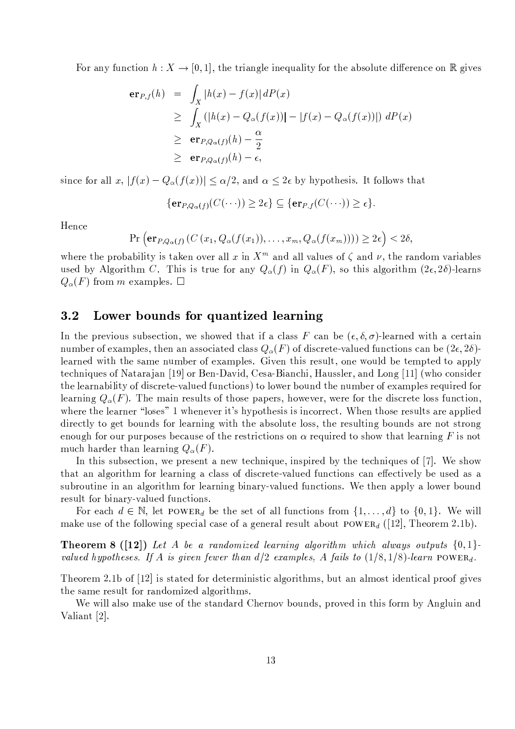For any function $h : X \to [0,1]$, the triangle inequality for the absolute difference on $\mathbb{R}$ gives

$$
\begin{aligned}
\mathbf{er}_{P,f}(h) &= \int_X |h(x) - f(x)|\, dP(x) \\
&\geq \int_X \left( |h(x) - Q_\alpha(f(x))| - |f(x) - Q_\alpha(f(x))| \right) dP(x) \\
&\geq \mathbf{er}_{P,Q_\alpha(f)}(h) - \frac{\alpha}{2} \\
&\geq \mathbf{er}_{P,Q_\alpha(f)}(h) - \epsilon,
\end{aligned}
$$

since for all $x$, $|f(x) - Q_\alpha(f(x))| \leq \alpha/2$, and $\alpha \leq 2\epsilon$ by hypothesis. It follows that

$$
\{\mathbf{er}_{P,Q_\alpha(f)}(C(\cdots)) \geq 2\epsilon\} \subseteq \{\mathbf{er}_{P,f}(C(\cdots)) \geq \epsilon\}.
$$

Hence

$$
\Pr\left(\mathbf{er}_{P,Q_\alpha(f)}\left(C\left(x_1, Q_\alpha(f(x_1)), \ldots, x_m, Q_\alpha(f(x_m))\right)\right) \geq 2\epsilon\right) < 2\delta,
$$

where the probability is taken over all $x$ in $X^m$ and all values of $\zeta$ and $\nu$, the random variables used by Algorithm $C$. This is true for any $Q_\alpha(f)$ in $Q_\alpha(F)$, so this algorithm $(2\epsilon, 2\delta)$-learns $Q_\alpha(F)$ from $m$ examples. $\square$

## 3.2 Lower bounds for quantized learning

In the previous subsection, we showed that if a class $F$ can be $(\epsilon, \delta, \sigma)$-learned with a certain number of examples, then an associated class $Q_\alpha(F)$ of discrete-valued functions can be $(2\epsilon, 2\delta)$-learned with the same number of examples. Given this result, one would be tempted to apply techniques of Natarajan [19] or Ben-David, Cesa-Bianchi, Haussler, and Long [11] (who consider the learnability of discrete-valued functions) to lower bound the number of examples required for learning $Q_\alpha(F)$. The main results of those papers, however, were for the discrete loss function, where the learner "loses" 1 whenever it's hypothesis is incorrect. When those results are applied directly to get bounds for learning with the absolute loss, the resulting bounds are not strong enough for our purposes because of the restrictions on $\alpha$ required to show that learning $F$ is not much harder than learning $Q_\alpha(F)$.

In this subsection, we present a new technique, inspired by the techniques of [7]. We show that an algorithm for learning a class of discrete-valued functions can effectively be used as a subroutine in an algorithm for learning binary-valued functions. We then apply a lower bound result for binary-valued functions.

For each $d \in \mathbb{N}$, let $\text{POWER}_d$ be the set of all functions from $\{1, \ldots, d\}$ to $\{0, 1\}$. We will make use of the following special case of a general result about $\text{POWER}_d$ ([12], Theorem 2.1b).

**Theorem 8 ([12])** *Let $A$ be a randomized learning algorithm which always outputs $\{0,1\}$-valued hypotheses. If $A$ is given fewer than $d/2$ examples, $A$ fails to $(1/8, 1/8)$-learn $\text{POWER}_d$.*

Theorem 2.1b of [12] is stated for deterministic algorithms, but an almost identical proof gives the same result for randomized algorithms.

We will also make use of the standard Chernov bounds, proved in this form by Angluin and Valiant [2].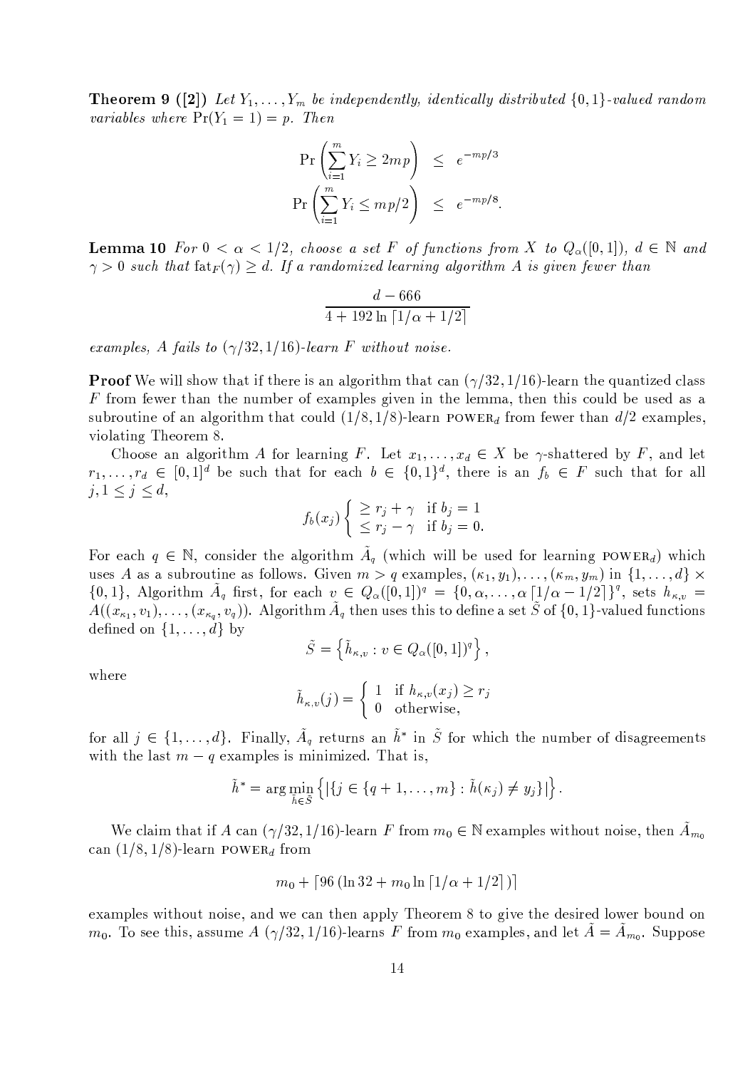**Theorem 9 ([2])** *Let $Y_1, \ldots, Y_m$ be independently, identically distributed $\{0,1\}$-valued random variables where $\Pr(Y_1 = 1) = p$. Then*

$$\Pr\left(\sum_{i=1}^{m} Y_i \geq 2mp\right) \leq e^{-mp/3}$$

$$\Pr\left(\sum_{i=1}^{m} Y_i \leq mp/2\right) \leq e^{-mp/8}.$$

**Lemma 10** *For $0 < \alpha < 1/2$, choose a set $F$ of functions from $X$ to $Q_\alpha([0,1])$, $d \in \mathbb{N}$ and $\gamma > 0$ such that $\mathrm{fat}_F(\gamma) \geq d$. If a randomized learning algorithm $A$ is given fewer than*

$$\frac{d - 666}{4 + 192 \ln \lceil 1/\alpha + 1/2 \rceil}$$

*examples, $A$ fails to $(\gamma/32, 1/16)$-learn $F$ without noise.*

**Proof** We will show that if there is an algorithm that can $(\gamma/32, 1/16)$-learn the quantized class $F$ from fewer than the number of examples given in the lemma, then this could be used as a subroutine of an algorithm that could $(1/8, 1/8)$-learn $\mathrm{POWER}_d$ from fewer than $d/2$ examples, violating Theorem 8.

Choose an algorithm $A$ for learning $F$. Let $x_1, \ldots, x_d \in X$ be $\gamma$-shattered by $F$, and let $r_1, \ldots, r_d \in [0,1]^d$ be such that for each $b \in \{0,1\}^d$, there is an $f_b \in F$ such that for all $j, 1 \leq j \leq d$,

$$f_b(x_j) \begin{cases} \geq r_j + \gamma & \text{if } b_j = 1 \\ \leq r_j - \gamma & \text{if } b_j = 0. \end{cases}$$

For each $q \in \mathbb{N}$, consider the algorithm $\tilde{A}_q$ (which will be used for learning $\mathrm{POWER}_d$) which uses $A$ as a subroutine as follows. Given $m > q$ examples, $(\kappa_1, y_1), \ldots, (\kappa_m, y_m)$ in $\{1, \ldots, d\} \times \{0,1\}$, Algorithm $\tilde{A}_q$ first, for each $v \in Q_\alpha([0,1])^q = \{0, \alpha, \ldots, \alpha \lceil 1/\alpha - 1/2 \rceil\}^q$, sets $h_{\kappa,v} = A((x_{\kappa_1}, v_1), \ldots, (x_{\kappa_q}, v_q))$. Algorithm $\tilde{A}_q$ then uses this to define a set $\tilde{S}$ of $\{0,1\}$-valued functions defined on $\{1, \ldots, d\}$ by

$$\tilde{S} = \left\{ \tilde{h}_{\kappa,v} : v \in Q_\alpha([0,1])^q \right\},$$

where

$$\tilde{h}_{\kappa,v}(j) = \begin{cases} 1 & \text{if } h_{\kappa,v}(x_j) \geq r_j \\ 0 & \text{otherwise,} \end{cases}$$

for all $j \in \{1, \ldots, d\}$. Finally, $\tilde{A}_q$ returns an $\tilde{h}^*$ in $\tilde{S}$ for which the number of disagreements with the last $m - q$ examples is minimized. That is,

$$\tilde{h}^* = \arg\min_{\tilde{h} \in \tilde{S}} \left\{ \left| \{ j \in \{q+1, \ldots, m\} : \tilde{h}(\kappa_j) \neq y_j \} \right| \right\}.$$

We claim that if $A$ can $(\gamma/32, 1/16)$-learn $F$ from $m_0 \in \mathbb{N}$ examples without noise, then $\tilde{A}_{m_0}$ can $(1/8, 1/8)$-learn $\mathrm{POWER}_d$ from

$$m_0 + \lceil 96 \left( \ln 32 + m_0 \ln \lceil 1/\alpha + 1/2 \rceil \right) \rceil$$

examples without noise, and we can then apply Theorem 8 to give the desired lower bound on $m_0$. To see this, assume $A$ $(\gamma/32, 1/16)$-learns $F$ from $m_0$ examples, and let $\tilde{A} = \tilde{A}_{m_0}$. Suppose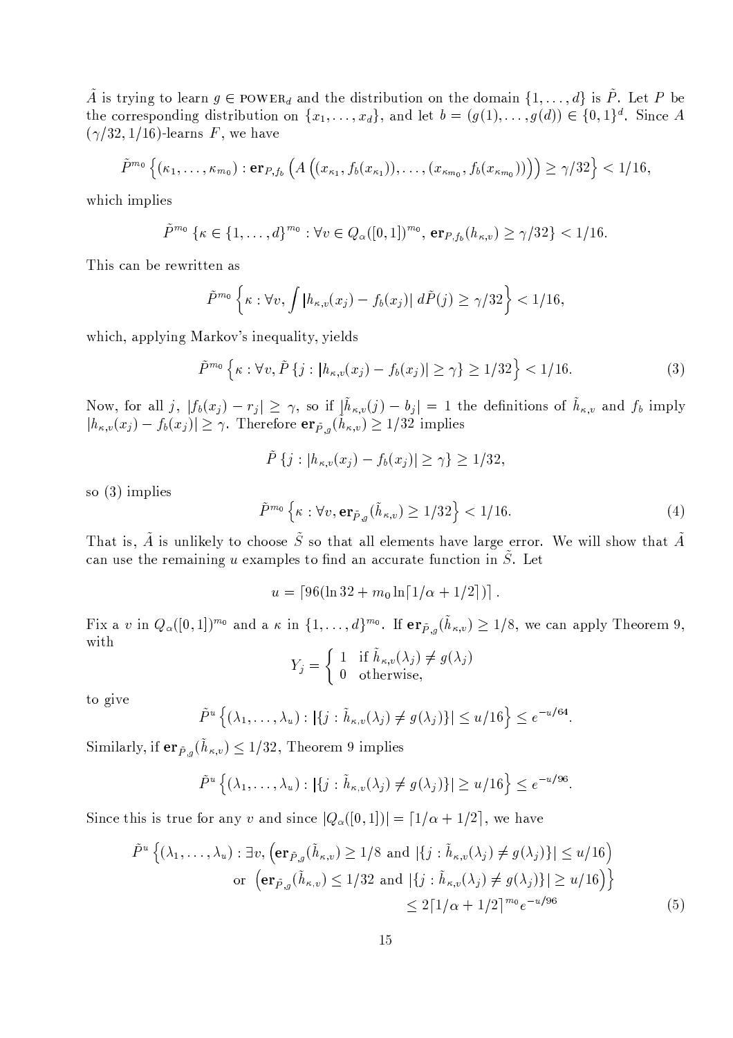$\tilde{A}$ is trying to learn $g \in \text{POWER}_d$ and the distribution on the domain $\{1, \ldots, d\}$ is $\tilde{P}$. Let $P$ be the corresponding distribution on $\{x_1, \ldots, x_d\}$, and let $b = (g(1), \ldots, g(d)) \in \{0,1\}^d$. Since $A$ $(\gamma/32, 1/16)$-learns $F$, we have

$$\tilde{P}^{m_0}\left\{(\kappa_1, \ldots, \kappa_{m_0}) : \mathbf{er}_{P,f_b}\left(A\left((x_{\kappa_1}, f_b(x_{\kappa_1})), \ldots, (x_{\kappa_{m_0}}, f_b(x_{\kappa_{m_0}}))\right)\right) \geq \gamma/32\right\} < 1/16,$$

which implies

$$\tilde{P}^{m_0}\left\{\kappa \in \{1, \ldots, d\}^{m_0} : \forall v \in Q_\alpha([0,1])^{m_0},\ \mathbf{er}_{P,f_b}(h_{\kappa,v}) \geq \gamma/32\right\} < 1/16.$$

This can be rewritten as

$$\tilde{P}^{m_0}\left\{\kappa : \forall v, \int |h_{\kappa,v}(x_j) - f_b(x_j)|\, d\tilde{P}(j) \geq \gamma/32\right\} < 1/16,$$

which, applying Markov's inequality, yields

$$\tilde{P}^{m_0}\left\{\kappa : \forall v, \tilde{P}\left\{j : |h_{\kappa,v}(x_j) - f_b(x_j)| \geq \gamma\right\} \geq 1/32\right\} < 1/16. \tag{3}$$

Now, for all $j$, $|f_b(x_j) - r_j| \geq \gamma$, so if $|\tilde{h}_{\kappa,v}(j) - b_j| = 1$ the definitions of $\tilde{h}_{\kappa,v}$ and $f_b$ imply $|h_{\kappa,v}(x_j) - f_b(x_j)| \geq \gamma$. Therefore $\mathbf{er}_{\tilde{P},g}(\tilde{h}_{\kappa,v}) \geq 1/32$ implies

$$\tilde{P}\left\{j : |h_{\kappa,v}(x_j) - f_b(x_j)| \geq \gamma\right\} \geq 1/32,$$

so (3) implies

$$\tilde{P}^{m_0}\left\{\kappa : \forall v, \mathbf{er}_{\tilde{P},g}(\tilde{h}_{\kappa,v}) \geq 1/32\right\} < 1/16. \tag{4}$$

That is, $\tilde{A}$ is unlikely to choose $\tilde{S}$ so that all elements have large error. We will show that $\tilde{A}$ can use the remaining $u$ examples to find an accurate function in $\tilde{S}$. Let

$$u = \lceil 96(\ln 32 + m_0 \ln\lceil 1/\alpha + 1/2\rceil)\rceil.$$

Fix a $v$ in $Q_\alpha([0,1])^{m_0}$ and a $\kappa$ in $\{1, \ldots, d\}^{m_0}$. If $\mathbf{er}_{\tilde{P},g}(\tilde{h}_{\kappa,v}) \geq 1/8$, we can apply Theorem 9, with

$$Y_j = \begin{cases} 1 & \text{if } \tilde{h}_{\kappa,v}(\lambda_j) \neq g(\lambda_j) \\ 0 & \text{otherwise,} \end{cases}$$

to give

$$\tilde{P}^u\left\{(\lambda_1, \ldots, \lambda_u) : |\{j : \tilde{h}_{\kappa,v}(\lambda_j) \neq g(\lambda_j)\}| \leq u/16\right\} \leq e^{-u/64}.$$

Similarly, if $\mathbf{er}_{\tilde{P},g}(\tilde{h}_{\kappa,v}) \leq 1/32$, Theorem 9 implies

$$\tilde{P}^u\left\{(\lambda_1, \ldots, \lambda_u) : |\{j : \tilde{h}_{\kappa,v}(\lambda_j) \neq g(\lambda_j)\}| \geq u/16\right\} \leq e^{-u/96}.$$

Since this is true for any $v$ and since $|Q_\alpha([0,1])| = \lceil 1/\alpha + 1/2\rceil$, we have

$$\begin{aligned}\tilde{P}^u\Big\{(\lambda_1, \ldots, \lambda_u) : \exists v, &\left(\mathbf{er}_{\tilde{P},g}(\tilde{h}_{\kappa,v}) \geq 1/8 \text{ and } |\{j : \tilde{h}_{\kappa,v}(\lambda_j) \neq g(\lambda_j)\}| \leq u/16\right) \\ &\text{or } \left(\mathbf{er}_{\tilde{P},g}(\tilde{h}_{\kappa,v}) \leq 1/32 \text{ and } |\{j : \tilde{h}_{\kappa,v}(\lambda_j) \neq g(\lambda_j)\}| \geq u/16\right)\Big\} \\ &\leq 2\lceil 1/\alpha + 1/2\rceil^{m_0} e^{-u/96}\end{aligned} \tag{5}$$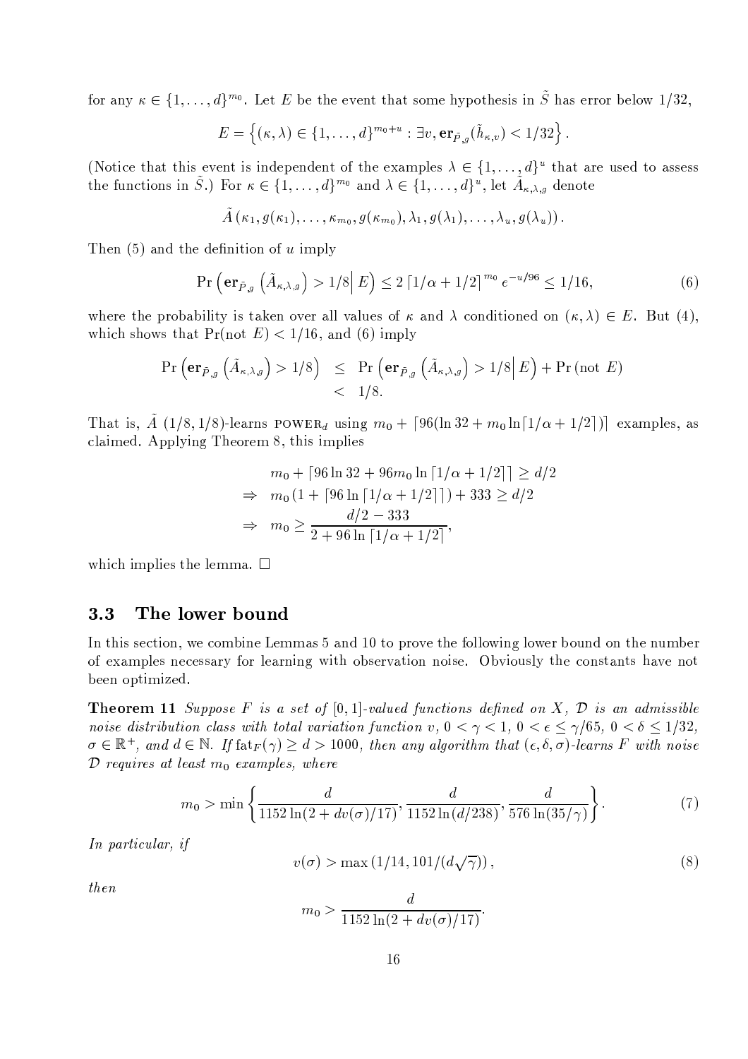for any $\kappa \in \{1, \ldots, d\}^{m_0}$. Let $E$ be the event that some hypothesis in $\tilde{S}$ has error below $1/32$,

$$E = \left\{(\kappa, \lambda) \in \{1, \ldots, d\}^{m_0+u} : \exists v, \mathbf{er}_{\tilde{P},g}(\tilde{h}_{\kappa,v}) < 1/32\right\}.$$

(Notice that this event is independent of the examples $\lambda \in \{1, \ldots, d\}^u$ that are used to assess the functions in $\tilde{S}$.) For $\kappa \in \{1, \ldots, d\}^{m_0}$ and $\lambda \in \{1, \ldots, d\}^u$, let $\tilde{A}_{\kappa,\lambda,g}$ denote

$$\tilde{A}\left(\kappa_1, g(\kappa_1), \ldots, \kappa_{m_0}, g(\kappa_{m_0}), \lambda_1, g(\lambda_1), \ldots, \lambda_u, g(\lambda_u)\right).$$

Then (5) and the definition of $u$ imply

$$\Pr\left(\mathbf{er}_{\tilde{P},g}\left(\tilde{A}_{\kappa,\lambda,g}\right) > 1/8 \,\middle|\, E\right) \leq 2\left\lceil 1/\alpha + 1/2\right\rceil^{m_0} e^{-u/96} \leq 1/16, \tag{6}$$

where the probability is taken over all values of $\kappa$ and $\lambda$ conditioned on $(\kappa, \lambda) \in E$. But (4), which shows that $\Pr(\text{not } E) < 1/16$, and (6) imply

$$\begin{aligned}
\Pr\left(\mathbf{er}_{\tilde{P},g}\left(\tilde{A}_{\kappa,\lambda,g}\right) > 1/8\right) &\leq \Pr\left(\mathbf{er}_{\tilde{P},g}\left(\tilde{A}_{\kappa,\lambda,g}\right) > 1/8 \,\middle|\, E\right) + \Pr\left(\text{not } E\right) \\
&< 1/8.
\end{aligned}$$

That is, $\tilde{A}$ $(1/8, 1/8)$-learns $\text{POWER}_d$ using $m_0 + \lceil 96(\ln 32 + m_0 \ln\lceil 1/\alpha + 1/2\rceil)\rceil$ examples, as claimed. Applying Theorem 8, this implies

$$\begin{aligned}
& m_0 + \lceil 96 \ln 32 + 96 m_0 \ln\lceil 1/\alpha + 1/2\rceil\rceil \geq d/2 \\
\Rightarrow\ \ & m_0(1 + \lceil 96 \ln\lceil 1/\alpha + 1/2\rceil\rceil) + 333 \geq d/2 \\
\Rightarrow\ \ & m_0 \geq \frac{d/2 - 333}{2 + 96 \ln\lceil 1/\alpha + 1/2\rceil},
\end{aligned}$$

which implies the lemma. $\square$

## 3.3 The lower bound

In this section, we combine Lemmas 5 and 10 to prove the following lower bound on the number of examples necessary for learning with observation noise. Obviously the constants have not been optimized.

**Theorem 11** *Suppose $F$ is a set of $[0,1]$-valued functions defined on $X$, $\mathcal{D}$ is an admissible noise distribution class with total variation function $v$, $0 < \gamma < 1$, $0 < \epsilon \leq \gamma/65$, $0 < \delta \leq 1/32$, $\sigma \in \mathbb{R}^+$, and $d \in \mathbb{N}$. If $\text{fat}_F(\gamma) \geq d > 1000$, then any algorithm that $(\epsilon, \delta, \sigma)$-learns $F$ with noise $\mathcal{D}$ requires at least $m_0$ examples, where*

$$m_0 > \min\left\{\frac{d}{1152 \ln(2 + dv(\sigma)/17)}, \frac{d}{1152 \ln(d/238)}, \frac{d}{576 \ln(35/\gamma)}\right\}. \tag{7}$$

*In particular, if*

$$v(\sigma) > \max\left(1/14, 101/(d\sqrt{\gamma})\right), \tag{8}$$

*then*

$$m_0 > \frac{d}{1152 \ln(2 + dv(\sigma)/17)}.$$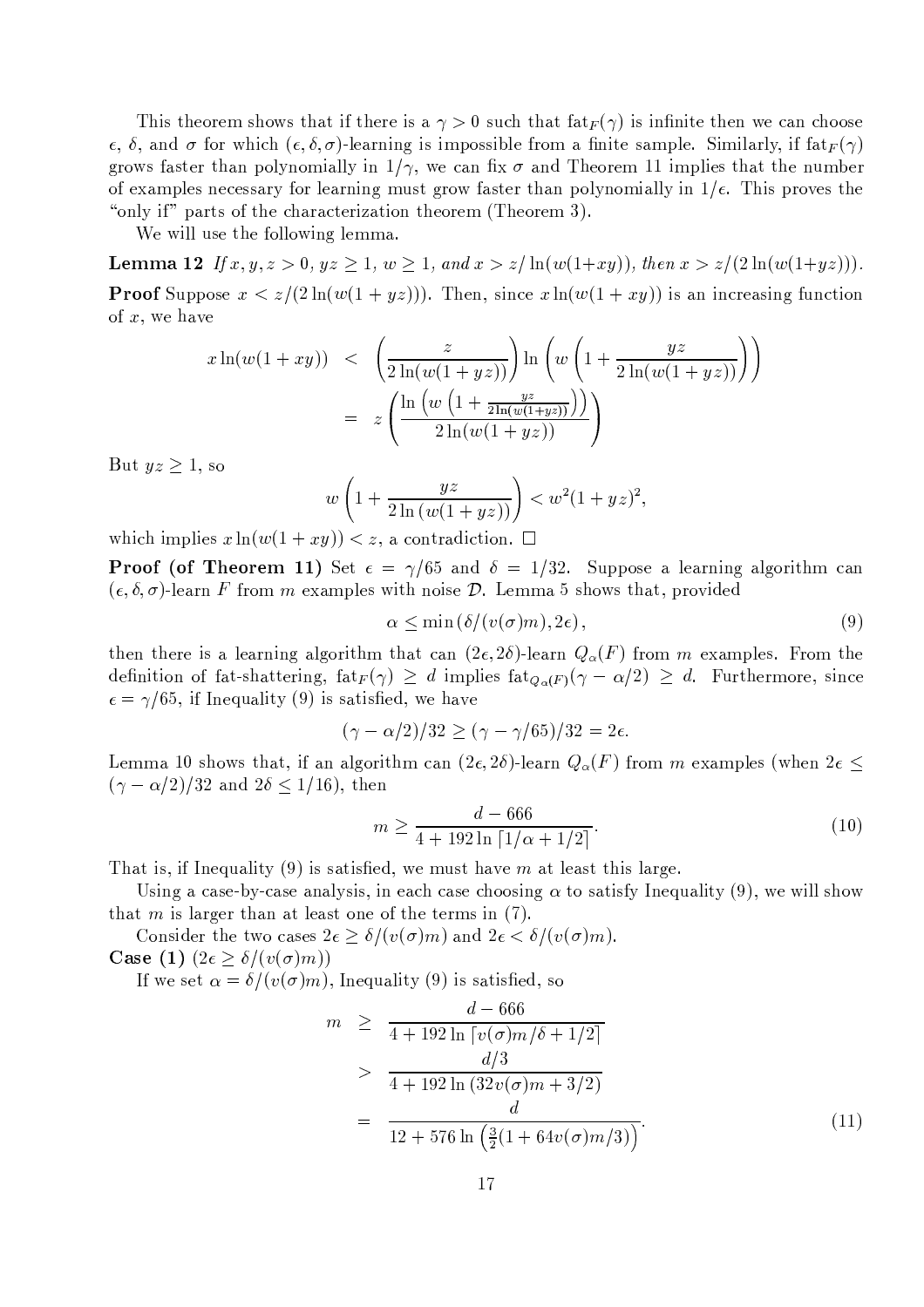This theorem shows that if there is a $\gamma > 0$ such that $\text{fat}_F(\gamma)$ is infinite then we can choose $\epsilon$, $\delta$, and $\sigma$ for which $(\epsilon, \delta, \sigma)$-learning is impossible from a finite sample. Similarly, if $\text{fat}_F(\gamma)$ grows faster than polynomially in $1/\gamma$, we can fix $\sigma$ and Theorem 11 implies that the number of examples necessary for learning must grow faster than polynomially in $1/\epsilon$. This proves the "only if" parts of the characterization theorem (Theorem 3).

We will use the following lemma.

**Lemma 12** *If $x, y, z > 0$, $yz \geq 1$, $w \geq 1$, and $x > z/\ln(w(1+xy))$, then $x > z/(2\ln(w(1+yz)))$.*

**Proof** Suppose $x < z/(2\ln(w(1+yz)))$. Then, since $x \ln(w(1+xy))$ is an increasing function of $x$, we have

$$
\begin{aligned}
x \ln(w(1+xy)) &< \left(\frac{z}{2\ln(w(1+yz))}\right) \ln\left(w\left(1 + \frac{yz}{2\ln(w(1+yz))}\right)\right) \\
&= z\left(\frac{\ln\left(w\left(1+\frac{yz}{2\ln(w(1+yz))}\right)\right)}{2\ln(w(1+yz))}\right)
\end{aligned}
$$

But $yz \geq 1$, so

$$
w\left(1 + \frac{yz}{2\ln\left(w(1+yz)\right)}\right) < w^2(1+yz)^2,
$$

which implies $x\ln(w(1+xy)) < z$, a contradiction. $\Box$

**Proof (of Theorem 11)** Set $\epsilon = \gamma/65$ and $\delta = 1/32$. Suppose a learning algorithm can $(\epsilon, \delta, \sigma)$-learn $F$ from $m$ examples with noise $\mathcal{D}$. Lemma 5 shows that, provided

$$
\alpha \leq \min\left(\delta/(v(\sigma)m), 2\epsilon\right), \tag{9}
$$

then there is a learning algorithm that can $(2\epsilon, 2\delta)$-learn $Q_\alpha(F)$ from $m$ examples. From the definition of fat-shattering, $\text{fat}_F(\gamma) \geq d$ implies $\text{fat}_{Q_\alpha(F)}(\gamma - \alpha/2) \geq d$. Furthermore, since $\epsilon = \gamma/65$, if Inequality (9) is satisfied, we have

$$
(\gamma - \alpha/2)/32 \geq (\gamma - \gamma/65)/32 = 2\epsilon.
$$

Lemma 10 shows that, if an algorithm can $(2\epsilon, 2\delta)$-learn $Q_\alpha(F)$ from $m$ examples (when $2\epsilon \leq (\gamma - \alpha/2)/32$ and $2\delta \leq 1/16$), then

$$
m \geq \frac{d - 666}{4 + 192\ln\lceil 1/\alpha + 1/2\rceil}. \tag{10}
$$

That is, if Inequality (9) is satisfied, we must have $m$ at least this large.

Using a case-by-case analysis, in each case choosing $\alpha$ to satisfy Inequality (9), we will show that $m$ is larger than at least one of the terms in (7).

Consider the two cases $2\epsilon \geq \delta/(v(\sigma)m)$ and $2\epsilon < \delta/(v(\sigma)m)$.

**Case (1)** $(2\epsilon \geq \delta/(v(\sigma)m))$

If we set $\alpha = \delta/(v(\sigma)m)$, Inequality (9) is satisfied, so

$$
\begin{aligned}
m &\geq \frac{d - 666}{4 + 192\ln\lceil v(\sigma)m/\delta + 1/2\rceil} \\
&> \frac{d/3}{4 + 192\ln(32v(\sigma)m + 3/2)} \\
&= \frac{d}{12 + 576\ln\left(\frac{3}{2}(1 + 64v(\sigma)m/3)\right)}.
\end{aligned} \tag{11}
$$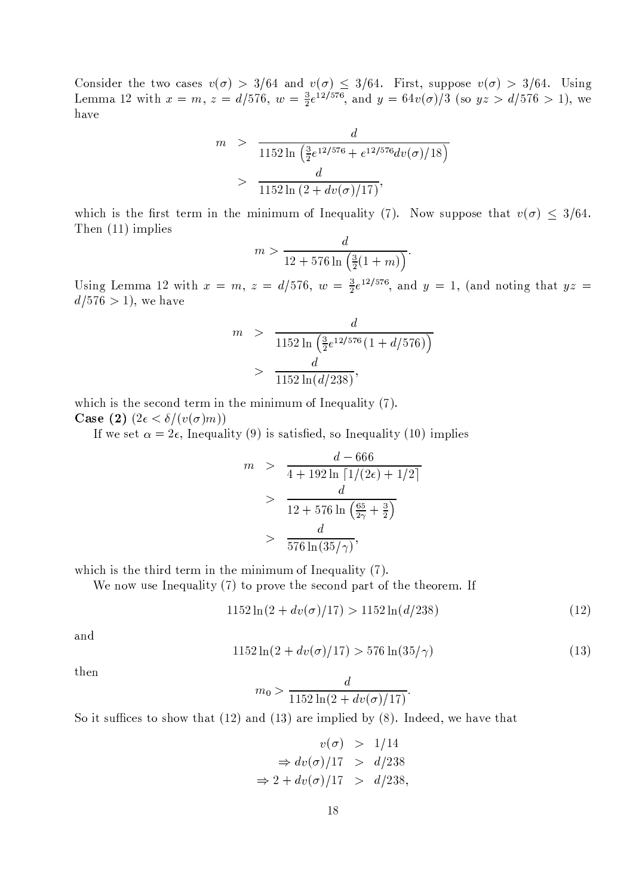Consider the two cases $v(\sigma) > 3/64$ and $v(\sigma) \leq 3/64$. First, suppose $v(\sigma) > 3/64$. Using Lemma 12 with $x = m$, $z = d/576$, $w = \frac{3}{2}e^{12/576}$, and $y = 64v(\sigma)/3$ (so $yz > d/576 > 1$), we have

$$
\begin{aligned}
m &> \frac{d}{1152 \ln\left(\frac{3}{2}e^{12/576} + e^{12/576} d v(\sigma)/18\right)} \\
&> \frac{d}{1152 \ln\left(2 + d v(\sigma)/17\right)},
\end{aligned}
$$

which is the first term in the minimum of Inequality (7). Now suppose that $v(\sigma) \leq 3/64$. Then (11) implies

$$
m > \frac{d}{12 + 576 \ln\left(\frac{3}{2}(1+m)\right)}.
$$

Using Lemma 12 with $x = m$, $z = d/576$, $w = \frac{3}{2}e^{12/576}$, and $y = 1$, (and noting that $yz = d/576 > 1$), we have

$$
\begin{aligned}
m &> \frac{d}{1152 \ln\left(\frac{3}{2}e^{12/576}(1 + d/576)\right)} \\
&> \frac{d}{1152 \ln(d/238)},
\end{aligned}
$$

which is the second term in the minimum of Inequality (7).

**Case (2)** ($2\epsilon < \delta/(v(\sigma)m)$)

If we set $\alpha = 2\epsilon$, Inequality (9) is satisfied, so Inequality (10) implies

$$
\begin{aligned}
m &> \frac{d - 666}{4 + 192 \ln \lceil 1/(2\epsilon) + 1/2 \rceil} \\
&> \frac{d}{12 + 576 \ln\left(\frac{65}{2\gamma} + \frac{3}{2}\right)} \\
&> \frac{d}{576 \ln(35/\gamma)},
\end{aligned}
$$

which is the third term in the minimum of Inequality (7).

We now use Inequality (7) to prove the second part of the theorem. If

$$
1152 \ln(2 + d v(\sigma)/17) > 1152 \ln(d/238) \tag{12}
$$

and

$$
1152 \ln(2 + d v(\sigma)/17) > 576 \ln(35/\gamma) \tag{13}
$$

then

$$
m_0 > \frac{d}{1152 \ln(2 + d v(\sigma)/17)}.
$$

So it suffices to show that (12) and (13) are implied by (8). Indeed, we have that

$$
\begin{aligned}
v(\sigma) &> 1/14 \\
\Rightarrow d v(\sigma)/17 &> d/238 \\
\Rightarrow 2 + d v(\sigma)/17 &> d/238,
\end{aligned}
$$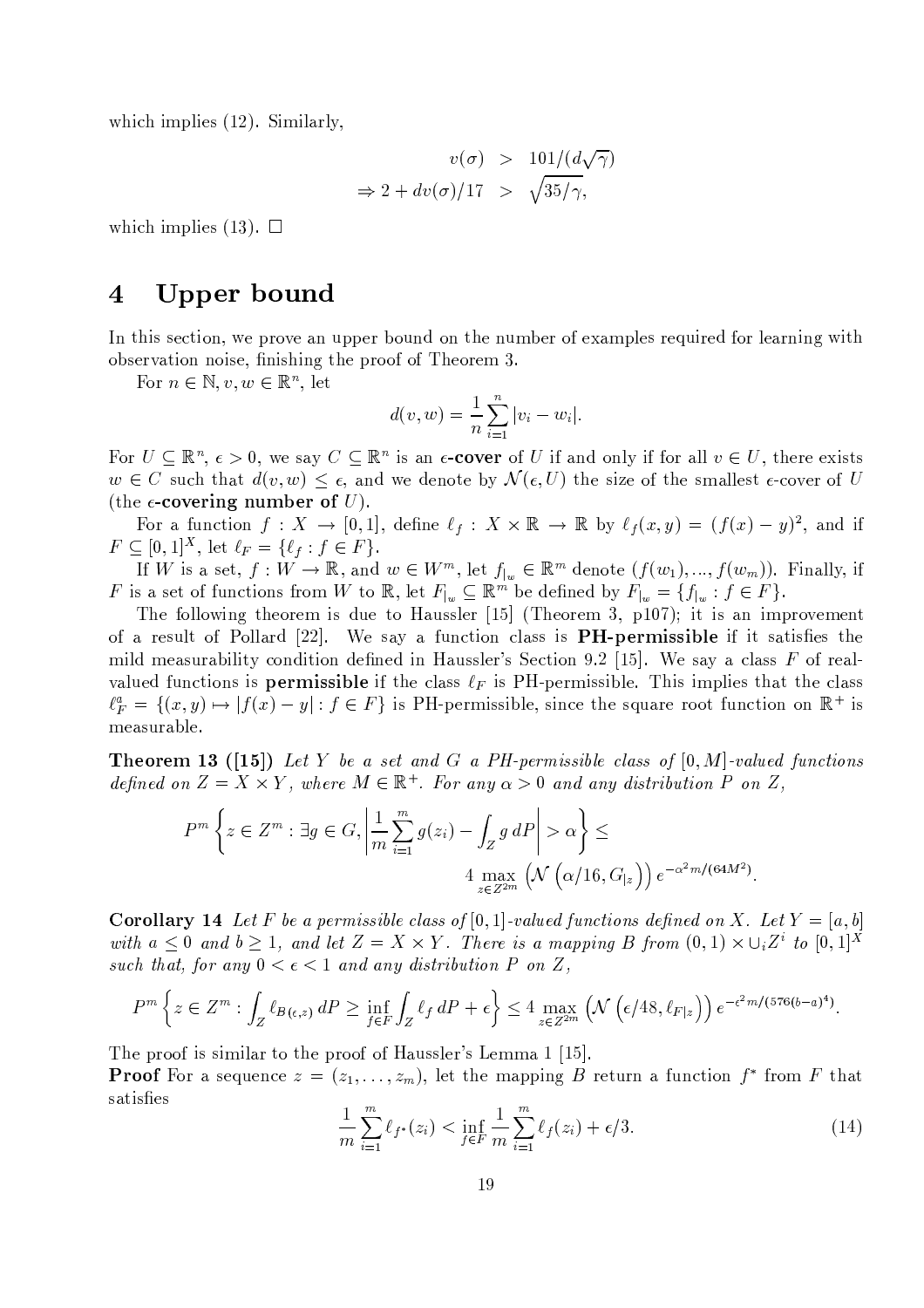which implies (12). Similarly,

$$v(\sigma) > 101/(d\sqrt{\gamma})$$
$$\Rightarrow 2 + dv(\sigma)/17 > \sqrt{35/\gamma},$$

which implies (13). $\square$

# 4 Upper bound

In this section, we prove an upper bound on the number of examples required for learning with observation noise, finishing the proof of Theorem 3.

For $n \in \mathbb{N}, v, w \in \mathbb{R}^n$, let

$$d(v, w) = \frac{1}{n} \sum_{i=1}^{n} |v_i - w_i|.$$

For $U \subseteq \mathbb{R}^n$, $\epsilon > 0$, we say $C \subseteq \mathbb{R}^n$ is an **$\epsilon$-cover** of $U$ if and only if for all $v \in U$, there exists $w \in C$ such that $d(v, w) \leq \epsilon$, and we denote by $\mathcal{N}(\epsilon, U)$ the size of the smallest $\epsilon$-cover of $U$ (the **$\epsilon$-covering number of** $U$).

For a function $f : X \to [0, 1]$, define $\ell_f : X \times \mathbb{R} \to \mathbb{R}$ by $\ell_f(x, y) = (f(x) - y)^2$, and if $F \subseteq [0, 1]^X$, let $\ell_F = \{\ell_f : f \in F\}$.

If $W$ is a set, $f : W \to \mathbb{R}$, and $w \in W^m$, let $f_{|w} \in \mathbb{R}^m$ denote $(f(w_1), ..., f(w_m))$. Finally, if $F$ is a set of functions from $W$ to $\mathbb{R}$, let $F_{|w} \subseteq \mathbb{R}^m$ be defined by $F_{|w} = \{f_{|w} : f \in F\}$.

The following theorem is due to Haussler [15] (Theorem 3, p107); it is an improvement of a result of Pollard [22]. We say a function class is **PH-permissible** if it satisfies the mild measurability condition defined in Haussler's Section 9.2 [15]. We say a class $F$ of real-valued functions is **permissible** if the class $\ell_F$ is PH-permissible. This implies that the class $\ell_F^a = \{(x, y) \mapsto |f(x) - y| : f \in F\}$ is PH-permissible, since the square root function on $\mathbb{R}^+$ is measurable.

**Theorem 13 ([15])** *Let $Y$ be a set and $G$ a PH-permissible class of $[0, M]$-valued functions defined on $Z = X \times Y$, where $M \in \mathbb{R}^+$. For any $\alpha > 0$ and any distribution $P$ on $Z$,*

$$P^m \left\{ z \in Z^m : \exists g \in G, \left| \frac{1}{m} \sum_{i=1}^{m} g(z_i) - \int_Z g\, dP \right| > \alpha \right\} \leq 4 \max_{z \in Z^{2m}} \left( \mathcal{N}\left(\alpha/16, G_{|z}\right) \right) e^{-\alpha^2 m/(64M^2)}.$$

**Corollary 14** *Let $F$ be a permissible class of $[0, 1]$-valued functions defined on $X$. Let $Y = [a, b]$ with $a \leq 0$ and $b \geq 1$, and let $Z = X \times Y$. There is a mapping $B$ from $(0, 1) \times \cup_i Z^i$ to $[0, 1]^X$ such that, for any $0 < \epsilon < 1$ and any distribution $P$ on $Z$,*

$$P^m \left\{ z \in Z^m : \int_Z \ell_{B(\epsilon,z)}\, dP \geq \inf_{f \in F} \int_Z \ell_f\, dP + \epsilon \right\} \leq 4 \max_{z \in Z^{2m}} \left( \mathcal{N}\left(\epsilon/48, \ell_{F|z}\right) \right) e^{-\epsilon^2 m/(576(b-a)^4)}.$$

The proof is similar to the proof of Haussler's Lemma 1 [15].

**Proof** For a sequence $z = (z_1, \ldots, z_m)$, let the mapping $B$ return a function $f^*$ from $F$ that satisfies

$$\frac{1}{m} \sum_{i=1}^{m} \ell_{f^*}(z_i) < \inf_{f \in F} \frac{1}{m} \sum_{i=1}^{m} \ell_f(z_i) + \epsilon/3. \tag{14}$$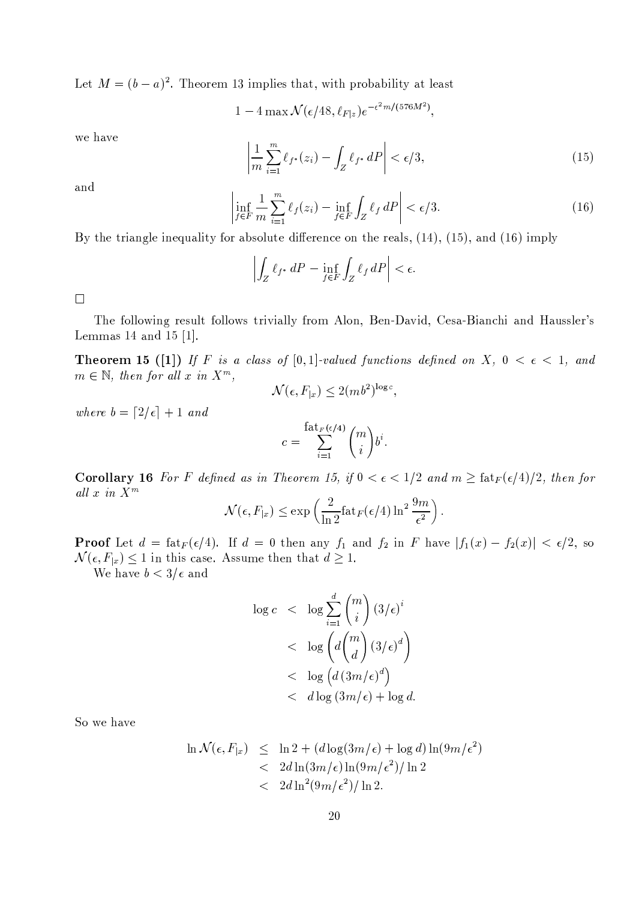Let $M = (b-a)^2$. Theorem 13 implies that, with probability at least

$$1 - 4 \max \mathcal{N}(\epsilon/48, \ell_{F|z}) e^{-\epsilon^2 m/(576M^2)},$$

we have

$$\left| \frac{1}{m} \sum_{i=1}^{m} \ell_{f^*}(z_i) - \int_Z \ell_{f^*} \, dP \right| < \epsilon/3, \tag{15}$$

and

$$\left| \inf_{f \in F} \frac{1}{m} \sum_{i=1}^{m} \ell_f(z_i) - \inf_{f \in F} \int_Z \ell_f \, dP \right| < \epsilon/3. \tag{16}$$

By the triangle inequality for absolute difference on the reals, (14), (15), and (16) imply

$$\left| \int_Z \ell_{f^*} \, dP - \inf_{f \in F} \int_Z \ell_f \, dP \right| < \epsilon.$$

□

The following result follows trivially from Alon, Ben-David, Cesa-Bianchi and Haussler's Lemmas 14 and 15 [1].

**Theorem 15 ([1])** *If $F$ is a class of $[0,1]$-valued functions defined on $X$, $0 < \epsilon < 1$, and $m \in \mathbb{N}$, then for all $x$ in $X^m$,*

$$\mathcal{N}(\epsilon, F_{|x}) \leq 2(mb^2)^{\log c},$$

*where $b = \lceil 2/\epsilon \rceil + 1$ and*

$$c = \sum_{i=1}^{\mathrm{fat}_F(\epsilon/4)} \binom{m}{i} b^i.$$

**Corollary 16** *For $F$ defined as in Theorem 15, if $0 < \epsilon < 1/2$ and $m \geq \mathrm{fat}_F(\epsilon/4)/2$, then for all $x$ in $X^m$*

$$\mathcal{N}(\epsilon, F_{|x}) \leq \exp\left( \frac{2}{\ln 2} \mathrm{fat}_F(\epsilon/4) \ln^2 \frac{9m}{\epsilon^2} \right).$$

**Proof** Let $d = \mathrm{fat}_F(\epsilon/4)$. If $d = 0$ then any $f_1$ and $f_2$ in $F$ have $|f_1(x) - f_2(x)| < \epsilon/2$, so $\mathcal{N}(\epsilon, F_{|x}) \leq 1$ in this case. Assume then that $d \geq 1$.

We have $b < 3/\epsilon$ and

$$\begin{aligned}
\log c &< \log \sum_{i=1}^{d} \binom{m}{i} (3/\epsilon)^i \\
&< \log \left( d \binom{m}{d} (3/\epsilon)^d \right) \\
&< \log \left( d \, (3m/\epsilon)^d \right) \\
&< d \log (3m/\epsilon) + \log d.
\end{aligned}$$

So we have

$$\begin{aligned}
\ln \mathcal{N}(\epsilon, F_{|x}) &\leq \ln 2 + (d \log(3m/\epsilon) + \log d) \ln(9m/\epsilon^2) \\
&< 2d \ln(3m/\epsilon) \ln(9m/\epsilon^2)/\ln 2 \\
&< 2d \ln^2(9m/\epsilon^2)/\ln 2.
\end{aligned}$$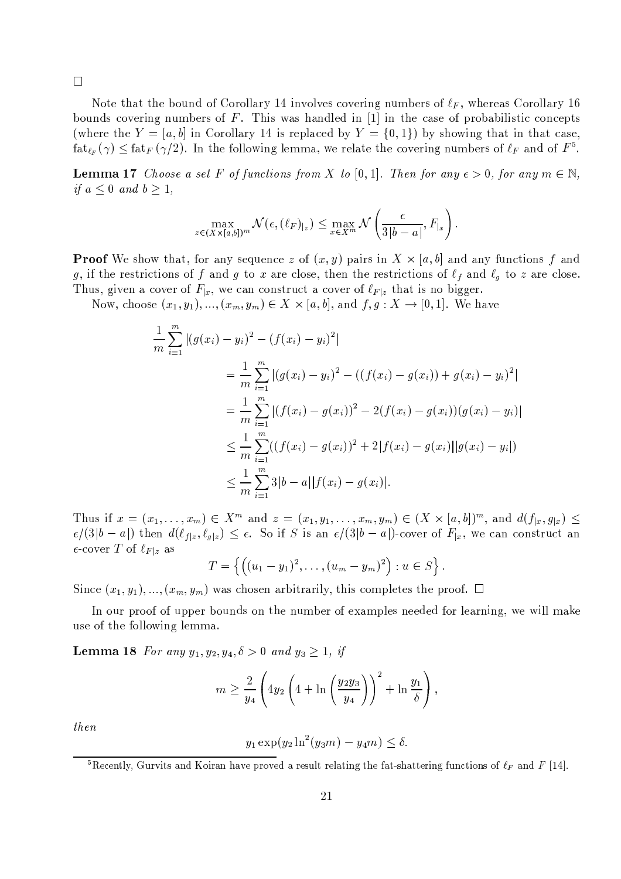□

Note that the bound of Corollary 14 involves covering numbers of $\ell_F$, whereas Corollary 16 bounds covering numbers of $F$. This was handled in [1] in the case of probabilistic concepts (where the $Y = [a, b]$ in Corollary 14 is replaced by $Y = \{0, 1\}$) by showing that in that case, $\text{fat}_{\ell_F}(\gamma) \leq \text{fat}_F(\gamma/2)$. In the following lemma, we relate the covering numbers of $\ell_F$ and of $F$[5].

**Lemma 17** *Choose a set $F$ of functions from $X$ to $[0, 1]$. Then for any $\epsilon > 0$, for any $m \in \mathbb{N}$, if $a \leq 0$ and $b \geq 1$,*

$$\max_{z \in (X \times [a,b])^m} \mathcal{N}(\epsilon, (\ell_F)_{|z}) \leq \max_{x \in X^m} \mathcal{N}\left(\frac{\epsilon}{3|b-a|}, F_{|x}\right).$$

**Proof** We show that, for any sequence $z$ of $(x, y)$ pairs in $X \times [a, b]$ and any functions $f$ and $g$, if the restrictions of $f$ and $g$ to $x$ are close, then the restrictions of $\ell_f$ and $\ell_g$ to $z$ are close. Thus, given a cover of $F_{|x}$, we can construct a cover of $\ell_{F|z}$ that is no bigger.

Now, choose $(x_1, y_1), ..., (x_m, y_m) \in X \times [a, b]$, and $f, g : X \to [0, 1]$. We have

$$\begin{aligned}
\frac{1}{m}\sum_{i=1}^{m} &|(g(x_i) - y_i)^2 - (f(x_i) - y_i)^2| \\
&= \frac{1}{m}\sum_{i=1}^{m} |(g(x_i) - y_i)^2 - ((f(x_i) - g(x_i)) + g(x_i) - y_i)^2| \\
&= \frac{1}{m}\sum_{i=1}^{m} |(f(x_i) - g(x_i))^2 - 2(f(x_i) - g(x_i))(g(x_i) - y_i)| \\
&\leq \frac{1}{m}\sum_{i=1}^{m}((f(x_i) - g(x_i))^2 + 2|f(x_i) - g(x_i)||g(x_i) - y_i|) \\
&\leq \frac{1}{m}\sum_{i=1}^{m} 3|b - a||f(x_i) - g(x_i)|.
\end{aligned}$$

Thus if $x = (x_1, \ldots, x_m) \in X^m$ and $z = (x_1, y_1, \ldots, x_m, y_m) \in (X \times [a, b])^m$, and $d(f_{|x}, g_{|x}) \leq \epsilon/(3|b - a|)$ then $d(\ell_{f|z}, \ell_{g|z}) \leq \epsilon$. So if $S$ is an $\epsilon/(3|b - a|)$-cover of $F_{|x}$, we can construct an $\epsilon$-cover $T$ of $\ell_{F|z}$ as

$$T = \left\{\left((u_1 - y_1)^2, \ldots, (u_m - y_m)^2\right) : u \in S\right\}.$$

Since $(x_1, y_1), ..., (x_m, y_m)$ was chosen arbitrarily, this completes the proof. □

In our proof of upper bounds on the number of examples needed for learning, we will make use of the following lemma.

**Lemma 18** *For any $y_1, y_2, y_4, \delta > 0$ and $y_3 \geq 1$, if*

$$m \geq \frac{2}{y_4}\left(4y_2\left(4 + \ln\left(\frac{y_2 y_3}{y_4}\right)\right)^2 + \ln\frac{y_1}{\delta}\right),$$

*then*

$$y_1 \exp(y_2 \ln^2(y_3 m) - y_4 m) \leq \delta.$$

[5] Recently, Gurvits and Koiran have proved a result relating the fat-shattering functions of $\ell_F$ and $F$ [14].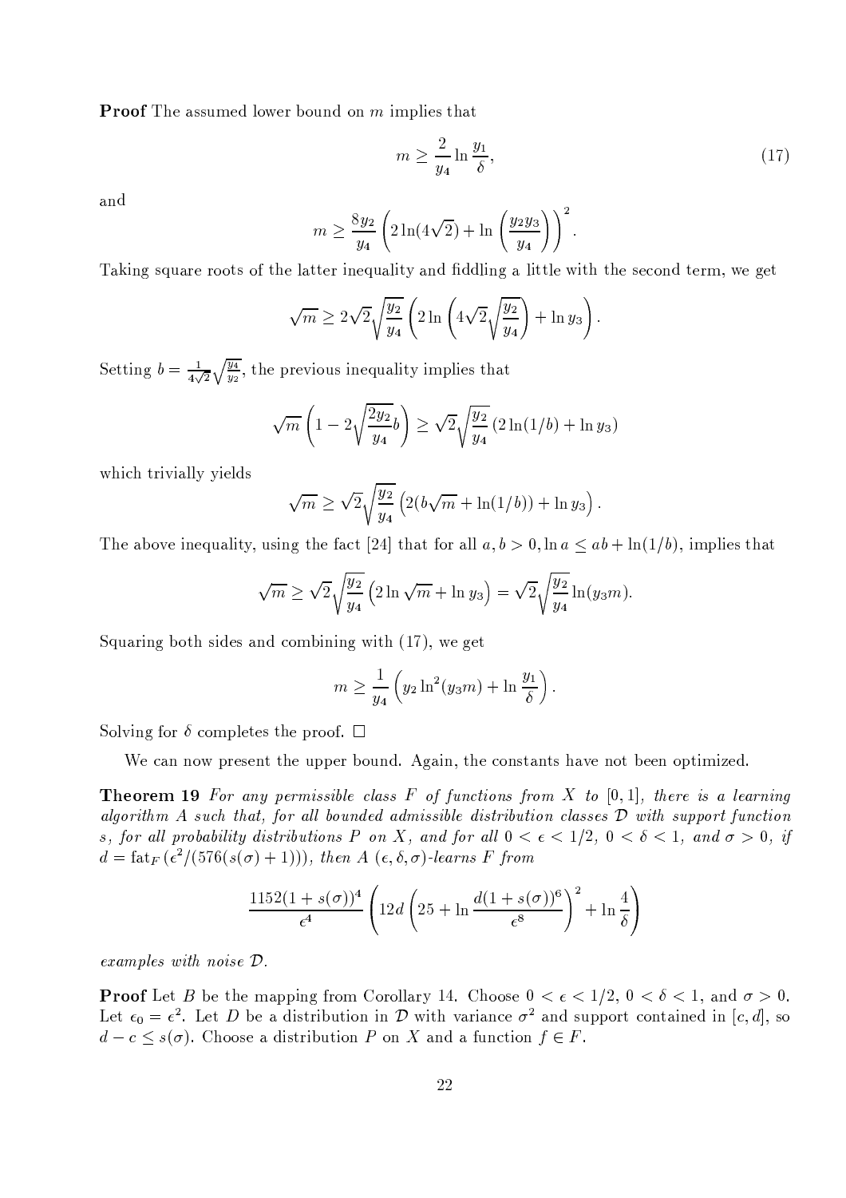**Proof** The assumed lower bound on $m$ implies that

$$m \geq \frac{2}{y_4} \ln \frac{y_1}{\delta}, \tag{17}$$

and

$$m \geq \frac{8y_2}{y_4} \left( 2\ln(4\sqrt{2}) + \ln\left(\frac{y_2 y_3}{y_4}\right) \right)^2.$$

Taking square roots of the latter inequality and fiddling a little with the second term, we get

$$\sqrt{m} \geq 2\sqrt{2}\sqrt{\frac{y_2}{y_4}} \left( 2\ln\left(4\sqrt{2}\sqrt{\frac{y_2}{y_4}}\right) + \ln y_3 \right).$$

Setting $b = \frac{1}{4\sqrt{2}}\sqrt{\frac{y_4}{y_2}}$, the previous inequality implies that

$$\sqrt{m}\left(1 - 2\sqrt{\frac{2y_2}{y_4}} b\right) \geq \sqrt{2}\sqrt{\frac{y_2}{y_4}} \left(2\ln(1/b) + \ln y_3\right)$$

which trivially yields

$$\sqrt{m} \geq \sqrt{2}\sqrt{\frac{y_2}{y_4}} \left( 2(b\sqrt{m} + \ln(1/b)) + \ln y_3 \right).$$

The above inequality, using the fact [24] that for all $a, b > 0, \ln a \leq ab + \ln(1/b)$, implies that

$$\sqrt{m} \geq \sqrt{2}\sqrt{\frac{y_2}{y_4}} \left( 2\ln\sqrt{m} + \ln y_3 \right) = \sqrt{2}\sqrt{\frac{y_2}{y_4}} \ln(y_3 m).$$

Squaring both sides and combining with (17), we get

$$m \geq \frac{1}{y_4}\left( y_2 \ln^2(y_3 m) + \ln\frac{y_1}{\delta} \right).$$

Solving for $\delta$ completes the proof. □

We can now present the upper bound. Again, the constants have not been optimized.

**Theorem 19** *For any permissible class $F$ of functions from $X$ to $[0,1]$, there is a learning algorithm $A$ such that, for all bounded admissible distribution classes $\mathcal{D}$ with support function $s$, for all probability distributions $P$ on $X$, and for all $0 < \epsilon < 1/2$, $0 < \delta < 1$, and $\sigma > 0$, if $d = \mathrm{fat}_F(\epsilon^2/(576(s(\sigma)+1)))$, then $A$ $(\epsilon, \delta, \sigma)$-learns $F$ from*

$$\frac{1152(1+s(\sigma))^4}{\epsilon^4}\left( 12d\left(25 + \ln\frac{d(1+s(\sigma))^6}{\epsilon^8}\right)^2 + \ln\frac{4}{\delta} \right)$$

*examples with noise $\mathcal{D}$.*

**Proof** Let $B$ be the mapping from Corollary 14. Choose $0 < \epsilon < 1/2$, $0 < \delta < 1$, and $\sigma > 0$. Let $\epsilon_0 = \epsilon^2$. Let $D$ be a distribution in $\mathcal{D}$ with variance $\sigma^2$ and support contained in $[c, d]$, so $d - c \leq s(\sigma)$. Choose a distribution $P$ on $X$ and a function $f \in F$.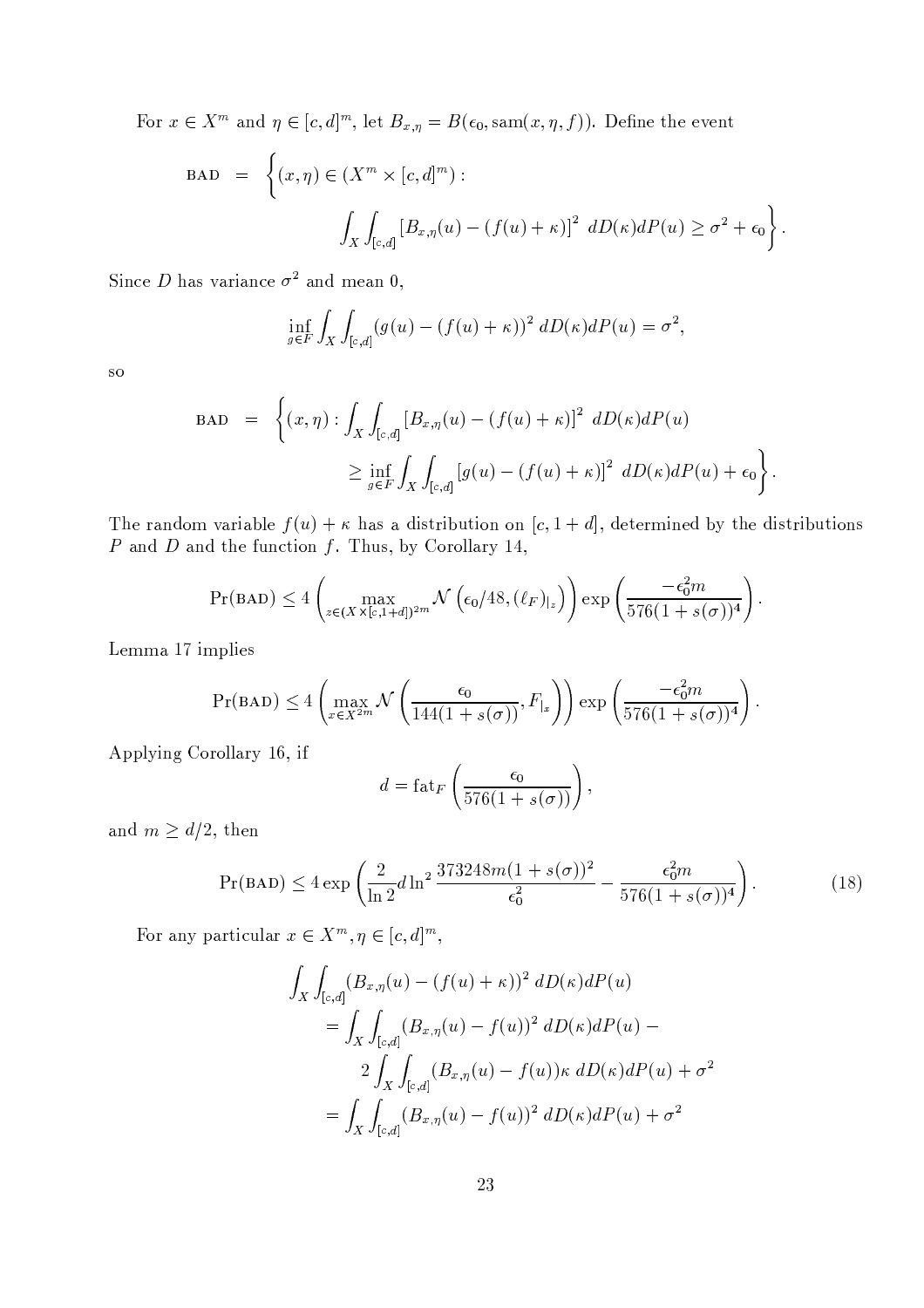For $x \in X^m$ and $\eta \in [c,d]^m$, let $B_{x,\eta} = B(\epsilon_0, \mathrm{sam}(x,\eta,f))$. Define the event

$$
\begin{aligned}
\text{BAD} \;=\; \Big\{ & (x,\eta) \in (X^m \times [c,d]^m) : \\
& \int_X \int_{[c,d]} \left[B_{x,\eta}(u) - (f(u)+\kappa)\right]^2 \, dD(\kappa) dP(u) \geq \sigma^2 + \epsilon_0 \Big\}.
\end{aligned}
$$

Since $D$ has variance $\sigma^2$ and mean 0,

$$
\inf_{g \in F} \int_X \int_{[c,d]} (g(u) - (f(u)+\kappa))^2 \, dD(\kappa) dP(u) = \sigma^2,
$$

so

$$
\begin{aligned}
\text{BAD} \;=\; \Big\{ (x,\eta) : & \int_X \int_{[c,d]} \left[B_{x,\eta}(u) - (f(u)+\kappa)\right]^2 \, dD(\kappa) dP(u) \\
& \geq \inf_{g \in F} \int_X \int_{[c,d]} \left[g(u) - (f(u)+\kappa)\right]^2 \, dD(\kappa) dP(u) + \epsilon_0 \Big\}.
\end{aligned}
$$

The random variable $f(u) + \kappa$ has a distribution on $[c, 1+d]$, determined by the distributions $P$ and $D$ and the function $f$. Thus, by Corollary 14,

$$
\Pr(\text{BAD}) \leq 4 \left( \max_{z \in (X \times [c,1+d])^{2m}} \mathcal{N}\left(\epsilon_0/48, (\ell_F)_{|_z}\right) \right) \exp\left( \frac{-\epsilon_0^2 m}{576(1+s(\sigma))^4} \right).
$$

Lemma 17 implies

$$
\Pr(\text{BAD}) \leq 4 \left( \max_{x \in X^{2m}} \mathcal{N}\left( \frac{\epsilon_0}{144(1+s(\sigma))}, F_{|_x} \right) \right) \exp\left( \frac{-\epsilon_0^2 m}{576(1+s(\sigma))^4} \right).
$$

Applying Corollary 16, if

$$
d = \mathrm{fat}_F \left( \frac{\epsilon_0}{576(1+s(\sigma))} \right),
$$

and $m \geq d/2$, then

$$
\Pr(\text{BAD}) \leq 4 \exp\left( \frac{2}{\ln 2} d \ln^2 \frac{373248 m (1+s(\sigma))^2}{\epsilon_0^2} - \frac{\epsilon_0^2 m}{576(1+s(\sigma))^4} \right). \tag{18}
$$

For any particular $x \in X^m, \eta \in [c,d]^m$,

$$
\begin{aligned}
\int_X & \int_{[c,d]} (B_{x,\eta}(u) - (f(u)+\kappa))^2 \, dD(\kappa) dP(u) \\
&= \int_X \int_{[c,d]} (B_{x,\eta}(u) - f(u))^2 \, dD(\kappa) dP(u) - \\
&\qquad 2 \int_X \int_{[c,d]} (B_{x,\eta}(u) - f(u)) \kappa \, dD(\kappa) dP(u) + \sigma^2 \\
&= \int_X \int_{[c,d]} (B_{x,\eta}(u) - f(u))^2 \, dD(\kappa) dP(u) + \sigma^2
\end{aligned}
$$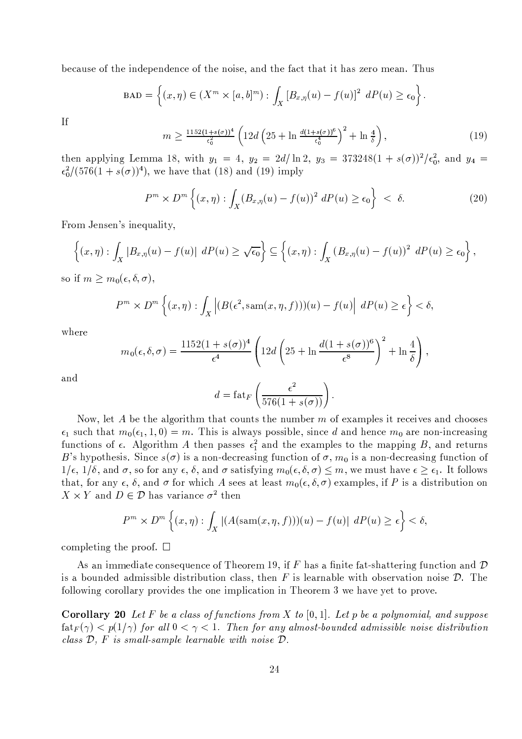because of the independence of the noise, and the fact that it has zero mean. Thus

$$\text{BAD} = \left\{(x,\eta) \in (X^m \times [a,b]^m) : \int_X [B_{x,\eta}(u) - f(u)]^2 \, dP(u) \geq \epsilon_0 \right\}.$$

If

$$m \geq \tfrac{1152(1+s(\sigma))^4}{\epsilon_0^2} \left(12d \left(25 + \ln \tfrac{d(1+s(\sigma))^6}{\epsilon_0^4}\right)^2 + \ln \tfrac{4}{\delta}\right), \tag{19}$$

then applying Lemma 18, with $y_1 = 4$, $y_2 = 2d/\ln 2$, $y_3 = 373248(1+s(\sigma))^2/\epsilon_0^2$, and $y_4 = \epsilon_0^2/(576(1+s(\sigma))^4)$, we have that (18) and (19) imply

$$P^m \times D^m \left\{(x,\eta) : \int_X (B_{x,\eta}(u) - f(u))^2 \, dP(u) \geq \epsilon_0 \right\} \; < \; \delta. \tag{20}$$

From Jensen's inequality,

$$\left\{(x,\eta) : \int_X |B_{x,\eta}(u) - f(u)| \, dP(u) \geq \sqrt{\epsilon_0}\right\} \subseteq \left\{(x,\eta) : \int_X (B_{x,\eta}(u) - f(u))^2 \, dP(u) \geq \epsilon_0 \right\},$$

so if $m \geq m_0(\epsilon, \delta, \sigma)$,

$$P^m \times D^m \left\{(x,\eta) : \int_X \left|(B(\epsilon^2, \text{sam}(x,\eta,f)))(u) - f(u)\right| \, dP(u) \geq \epsilon \right\} < \delta,$$

where

$$m_0(\epsilon, \delta, \sigma) = \frac{1152(1+s(\sigma))^4}{\epsilon^4} \left(12d \left(25 + \ln \frac{d(1+s(\sigma))^6}{\epsilon^8}\right)^2 + \ln \frac{4}{\delta}\right),$$

and

$$d = \text{fat}_F\left(\frac{\epsilon^2}{576(1+s(\sigma))}\right).$$

Now, let $A$ be the algorithm that counts the number $m$ of examples it receives and chooses $\epsilon_1$ such that $m_0(\epsilon_1, 1, 0) = m$. This is always possible, since $d$ and hence $m_0$ are non-increasing functions of $\epsilon$. Algorithm $A$ then passes $\epsilon_1^2$ and the examples to the mapping $B$, and returns $B$'s hypothesis. Since $s(\sigma)$ is a non-decreasing function of $\sigma$, $m_0$ is a non-decreasing function of $1/\epsilon$, $1/\delta$, and $\sigma$, so for any $\epsilon$, $\delta$, and $\sigma$ satisfying $m_0(\epsilon, \delta, \sigma) \leq m$, we must have $\epsilon \geq \epsilon_1$. It follows that, for any $\epsilon$, $\delta$, and $\sigma$ for which $A$ sees at least $m_0(\epsilon, \delta, \sigma)$ examples, if $P$ is a distribution on $X \times Y$ and $D \in \mathcal{D}$ has variance $\sigma^2$ then

$$P^m \times D^m \left\{(x,\eta) : \int_X |(A(\text{sam}(x,\eta,f)))(u) - f(u)| \, dP(u) \geq \epsilon \right\} < \delta,$$

completing the proof. $\Box$

As an immediate consequence of Theorem 19, if $F$ has a finite fat-shattering function and $\mathcal{D}$ is a bounded admissible distribution class, then $F$ is learnable with observation noise $\mathcal{D}$. The following corollary provides the one implication in Theorem 3 we have yet to prove.

**Corollary 20** *Let $F$ be a class of functions from $X$ to $[0,1]$. Let $p$ be a polynomial, and suppose $\text{fat}_F(\gamma) < p(1/\gamma)$ for all $0 < \gamma < 1$. Then for any almost-bounded admissible noise distribution class $\mathcal{D}$, $F$ is small-sample learnable with noise $\mathcal{D}$.*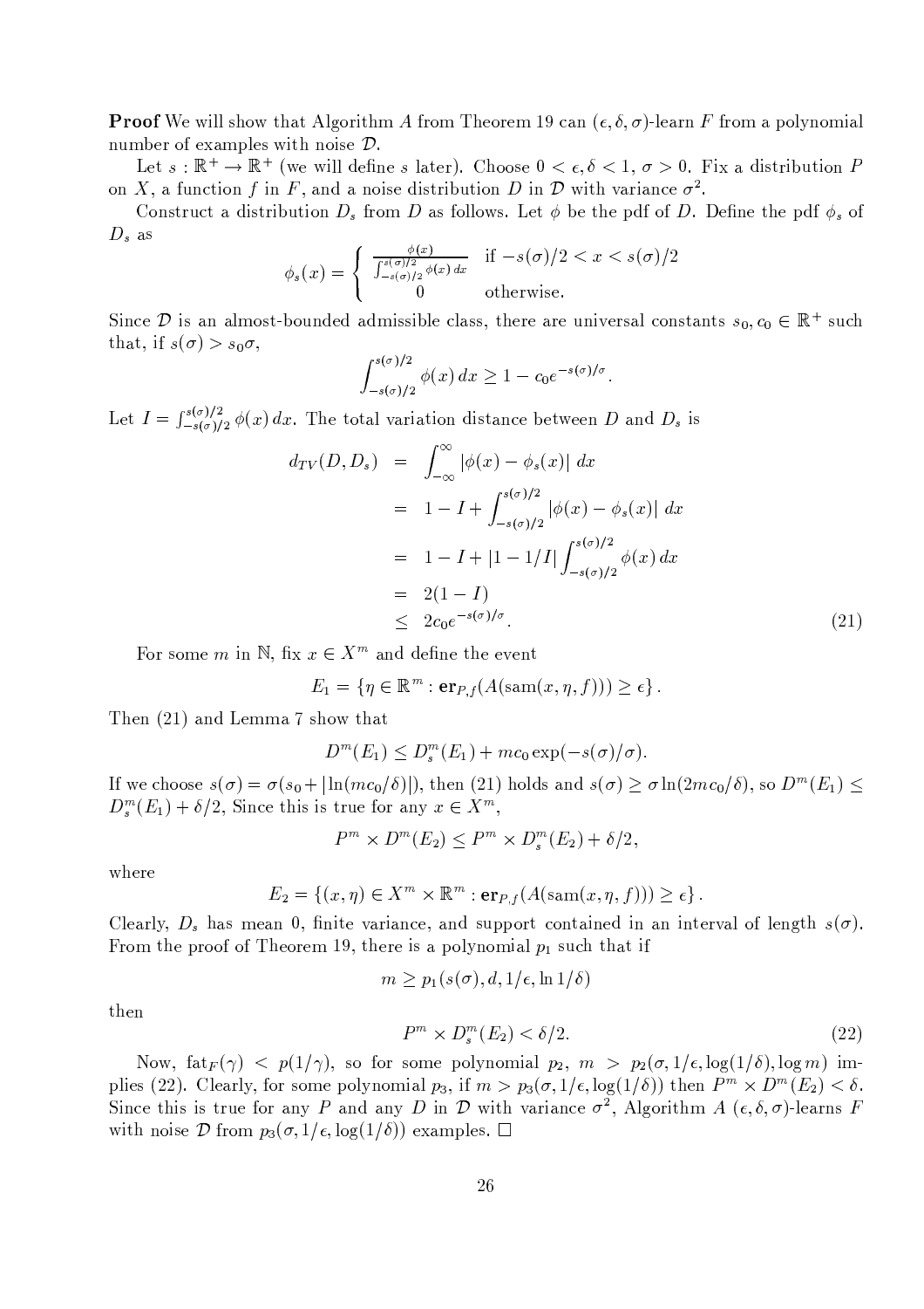**Proof** We will show that Algorithm $A$ from Theorem 19 can $(\epsilon, \delta, \sigma)$-learn $F$ from a polynomial number of examples with noise $\mathcal{D}$.

Let $s : \mathbb{R}^+ \to \mathbb{R}^+$ (we will define $s$ later). Choose $0 < \epsilon, \delta < 1$, $\sigma > 0$. Fix a distribution $P$ on $X$, a function $f$ in $F$, and a noise distribution $D$ in $\mathcal{D}$ with variance $\sigma^2$.

Construct a distribution $D_s$ from $D$ as follows. Let $\phi$ be the pdf of $D$. Define the pdf $\phi_s$ of $D_s$ as

$$\phi_s(x) = \begin{cases} \frac{\phi(x)}{\int_{-s(\sigma)/2}^{s(\sigma)/2} \phi(x)\,dx} & \text{if } -s(\sigma)/2 < x < s(\sigma)/2 \\ 0 & \text{otherwise.} \end{cases}$$

Since $\mathcal{D}$ is an almost-bounded admissible class, there are universal constants $s_0, c_0 \in \mathbb{R}^+$ such that, if $s(\sigma) > s_0\sigma$,

$$\int_{-s(\sigma)/2}^{s(\sigma)/2} \phi(x)\,dx \geq 1 - c_0 e^{-s(\sigma)/\sigma}.$$

Let $I = \int_{-s(\sigma)/2}^{s(\sigma)/2} \phi(x)\,dx$. The total variation distance between $D$ and $D_s$ is

$$\begin{aligned}
d_{TV}(D, D_s) &= \int_{-\infty}^{\infty} |\phi(x) - \phi_s(x)|\,dx \\
&= 1 - I + \int_{-s(\sigma)/2}^{s(\sigma)/2} |\phi(x) - \phi_s(x)|\,dx \\
&= 1 - I + |1 - 1/I| \int_{-s(\sigma)/2}^{s(\sigma)/2} \phi(x)\,dx \\
&= 2(1 - I) \\
&\leq 2c_0 e^{-s(\sigma)/\sigma}. \qquad (21)
\end{aligned}$$

For some $m$ in $\mathbb{N}$, fix $x \in X^m$ and define the event

$$E_1 = \{\eta \in \mathbb{R}^m : \mathbf{er}_{P,f}(A(\mathrm{sam}(x, \eta, f))) \geq \epsilon\}.$$

Then (21) and Lemma 7 show that

$$D^m(E_1) \leq D_s^m(E_1) + mc_0 \exp(-s(\sigma)/\sigma).$$

If we choose $s(\sigma) = \sigma(s_0 + |\ln(mc_0/\delta)|)$, then (21) holds and $s(\sigma) \geq \sigma \ln(2mc_0/\delta)$, so $D^m(E_1) \leq D_s^m(E_1) + \delta/2$, Since this is true for any $x \in X^m$,

$$P^m \times D^m(E_2) \leq P^m \times D_s^m(E_2) + \delta/2,$$

where

$$E_2 = \{(x, \eta) \in X^m \times \mathbb{R}^m : \mathbf{er}_{P,f}(A(\mathrm{sam}(x, \eta, f))) \geq \epsilon\}.$$

Clearly, $D_s$ has mean 0, finite variance, and support contained in an interval of length $s(\sigma)$. From the proof of Theorem 19, there is a polynomial $p_1$ such that if

$$m \geq p_1(s(\sigma), d, 1/\epsilon, \ln 1/\delta)$$

then

$$P^m \times D_s^m(E_2) < \delta/2. \qquad (22)$$

Now, $\mathrm{fat}_F(\gamma) < p(1/\gamma)$, so for some polynomial $p_2$, $m > p_2(\sigma, 1/\epsilon, \log(1/\delta), \log m)$ implies (22). Clearly, for some polynomial $p_3$, if $m > p_3(\sigma, 1/\epsilon, \log(1/\delta))$ then $P^m \times D^m(E_2) < \delta$. Since this is true for any $P$ and any $D$ in $\mathcal{D}$ with variance $\sigma^2$, Algorithm $A$ $(\epsilon, \delta, \sigma)$-learns $F$ with noise $\mathcal{D}$ from $p_3(\sigma, 1/\epsilon, \log(1/\delta))$ examples. $\square$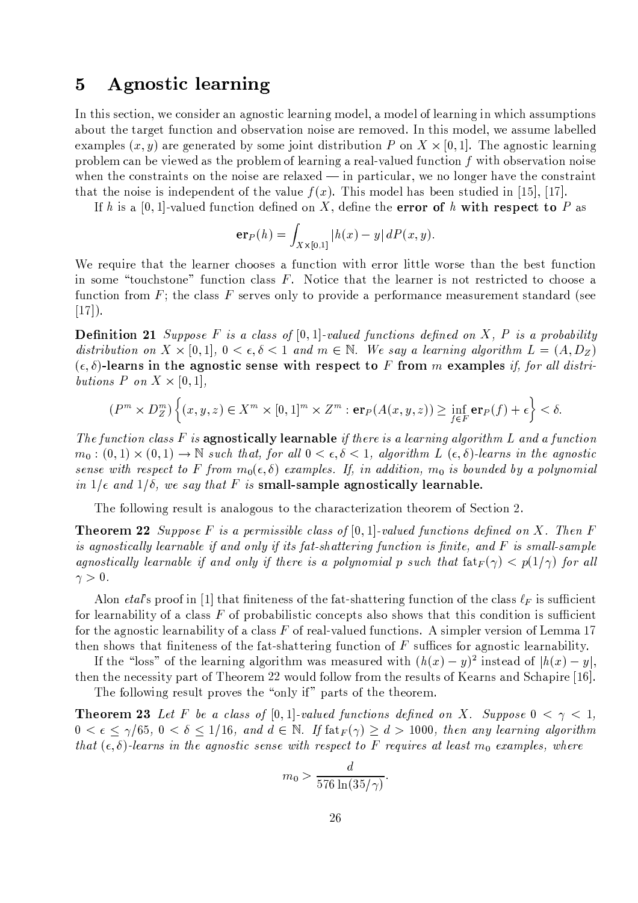## 5 Agnostic learning

In this section, we consider an agnostic learning model, a model of learning in which assumptions about the target function and observation noise are removed. In this model, we assume labelled examples $(x, y)$ are generated by some joint distribution $P$ on $X \times [0,1]$. The agnostic learning problem can be viewed as the problem of learning a real-valued function $f$ with observation noise when the constraints on the noise are relaxed — in particular, we no longer have the constraint that the noise is independent of the value $f(x)$. This model has been studied in [15], [17].

If $h$ is a $[0,1]$-valued function defined on $X$, define the **error of** $h$ **with respect to** $P$ as

$$\mathbf{er}_P(h) = \int_{X \times [0,1]} |h(x) - y| \, dP(x, y).$$

We require that the learner chooses a function with error little worse than the best function in some "touchstone" function class $F$. Notice that the learner is not restricted to choose a function from $F$; the class $F$ serves only to provide a performance measurement standard (see [17]).

**Definition 21** *Suppose $F$ is a class of $[0,1]$-valued functions defined on $X$, $P$ is a probability distribution on $X \times [0,1]$, $0 < \epsilon, \delta < 1$ and $m \in \mathbb{N}$. We say a learning algorithm $L = (A, D_Z)$* $(\epsilon, \delta)$**-learns in the agnostic sense with respect to** $F$ **from** $m$ **examples** *if, for all distributions $P$ on $X \times [0,1]$,*

$$(P^m \times D_Z^m)\left\{(x, y, z) \in X^m \times [0,1]^m \times Z^m : \mathbf{er}_P(A(x, y, z)) \geq \inf_{f \in F} \mathbf{er}_P(f) + \epsilon\right\} < \delta.$$

*The function class $F$ is* **agnostically learnable** *if there is a learning algorithm $L$ and a function $m_0 : (0,1) \times (0,1) \to \mathbb{N}$ such that, for all $0 < \epsilon, \delta < 1$, algorithm $L$ $(\epsilon, \delta)$-learns in the agnostic sense with respect to $F$ from $m_0(\epsilon, \delta)$ examples. If, in addition, $m_0$ is bounded by a polynomial in $1/\epsilon$ and $1/\delta$, we say that $F$ is* **small-sample agnostically learnable.**

The following result is analogous to the characterization theorem of Section 2.

**Theorem 22** *Suppose $F$ is a permissible class of $[0,1]$-valued functions defined on $X$. Then $F$ is agnostically learnable if and only if its fat-shattering function is finite, and $F$ is small-sample agnostically learnable if and only if there is a polynomial $p$ such that $\text{fat}_F(\gamma) < p(1/\gamma)$ for all $\gamma > 0$.*

Alon *etal*'s proof in [1] that finiteness of the fat-shattering function of the class $\ell_F$ is sufficient for learnability of a class $F$ of probabilistic concepts also shows that this condition is sufficient for the agnostic learnability of a class $F$ of real-valued functions. A simpler version of Lemma 17 then shows that finiteness of the fat-shattering function of $F$ suffices for agnostic learnability.

If the "loss" of the learning algorithm was measured with $(h(x) - y)^2$ instead of $|h(x) - y|$, then the necessity part of Theorem 22 would follow from the results of Kearns and Schapire [16].

The following result proves the "only if" parts of the theorem.

**Theorem 23** *Let $F$ be a class of $[0,1]$-valued functions defined on $X$. Suppose $0 < \gamma < 1$, $0 < \epsilon \leq \gamma/65$, $0 < \delta \leq 1/16$, and $d \in \mathbb{N}$. If $\text{fat}_F(\gamma) \geq d > 1000$, then any learning algorithm that $(\epsilon, \delta)$-learns in the agnostic sense with respect to $F$ requires at least $m_0$ examples, where*

$$m_0 > \frac{d}{576 \ln(35/\gamma)}.$$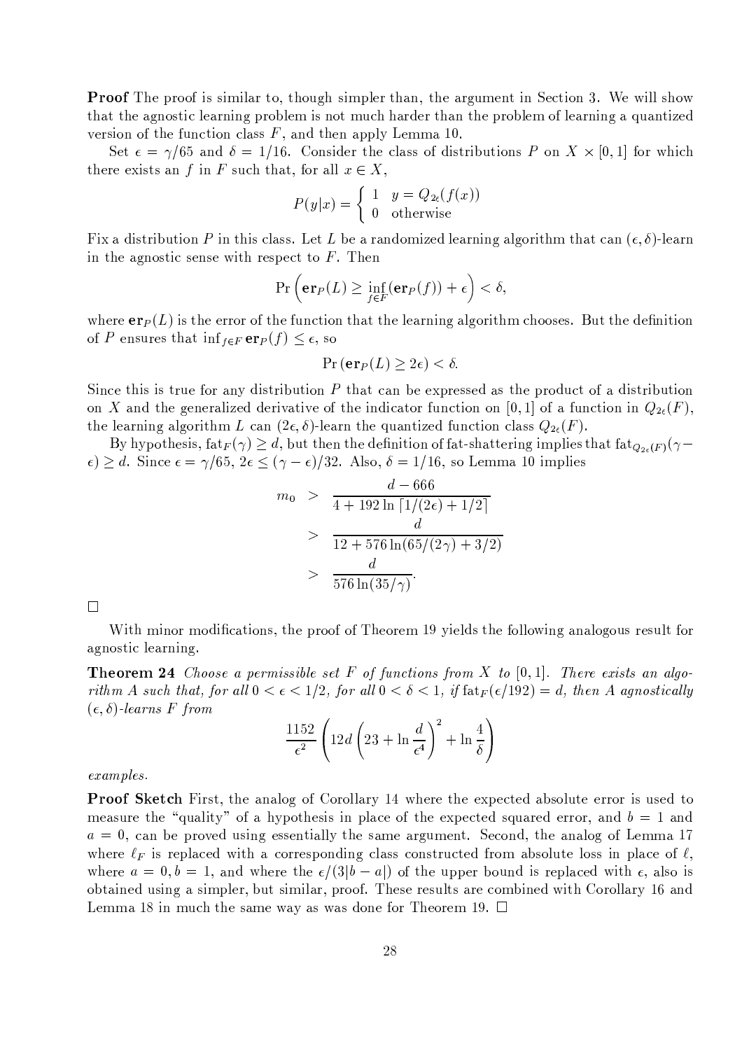**Proof** The proof is similar to, though simpler than, the argument in Section 3. We will show that the agnostic learning problem is not much harder than the problem of learning a quantized version of the function class $F$, and then apply Lemma 10.

Set $\epsilon = \gamma/65$ and $\delta = 1/16$. Consider the class of distributions $P$ on $X \times [0,1]$ for which there exists an $f$ in $F$ such that, for all $x \in X$,

$$P(y|x) = \begin{cases} 1 & y = Q_{2\epsilon}(f(x)) \\ 0 & \text{otherwise} \end{cases}$$

Fix a distribution $P$ in this class. Let $L$ be a randomized learning algorithm that can $(\epsilon, \delta)$-learn in the agnostic sense with respect to $F$. Then

$$\Pr\left(\mathbf{er}_P(L) \geq \inf_{f \in F}(\mathbf{er}_P(f)) + \epsilon\right) < \delta,$$

where $\mathbf{er}_P(L)$ is the error of the function that the learning algorithm chooses. But the definition of $P$ ensures that $\inf_{f \in F} \mathbf{er}_P(f) \leq \epsilon$, so

$$\Pr\left(\mathbf{er}_P(L) \geq 2\epsilon\right) < \delta.$$

Since this is true for any distribution $P$ that can be expressed as the product of a distribution on $X$ and the generalized derivative of the indicator function on $[0,1]$ of a function in $Q_{2\epsilon}(F)$, the learning algorithm $L$ can $(2\epsilon, \delta)$-learn the quantized function class $Q_{2\epsilon}(F)$.

By hypothesis, $\text{fat}_F(\gamma) \geq d$, but then the definition of fat-shattering implies that $\text{fat}_{Q_{2\epsilon}(F)}(\gamma - \epsilon) \geq d$. Since $\epsilon = \gamma/65$, $2\epsilon \leq (\gamma - \epsilon)/32$. Also, $\delta = 1/16$, so Lemma 10 implies

$$\begin{aligned} m_0 &> \frac{d - 666}{4 + 192 \ln \lceil 1/(2\epsilon) + 1/2 \rceil} \\ &> \frac{d}{12 + 576 \ln(65/(2\gamma) + 3/2)} \\ &> \frac{d}{576 \ln(35/\gamma)}. \end{aligned}$$

□

With minor modifications, the proof of Theorem 19 yields the following analogous result for agnostic learning.

**Theorem 24** *Choose a permissible set $F$ of functions from $X$ to $[0,1]$. There exists an algorithm $A$ such that, for all $0 < \epsilon < 1/2$, for all $0 < \delta < 1$, if $\text{fat}_F(\epsilon/192) = d$, then $A$ agnostically $(\epsilon, \delta)$-learns $F$ from*

$$\frac{1152}{\epsilon^2}\left(12d\left(23 + \ln\frac{d}{\epsilon^4}\right)^2 + \ln\frac{4}{\delta}\right)$$

*examples.*

**Proof Sketch** First, the analog of Corollary 14 where the expected absolute error is used to measure the "quality" of a hypothesis in place of the expected squared error, and $b = 1$ and $a = 0$, can be proved using essentially the same argument. Second, the analog of Lemma 17 where $\ell_F$ is replaced with a corresponding class constructed from absolute loss in place of $\ell$, where $a = 0, b = 1$, and where the $\epsilon/(3|b-a|)$ of the upper bound is replaced with $\epsilon$, also is obtained using a simpler, but similar, proof. These results are combined with Corollary 16 and Lemma 18 in much the same way as was done for Theorem 19. □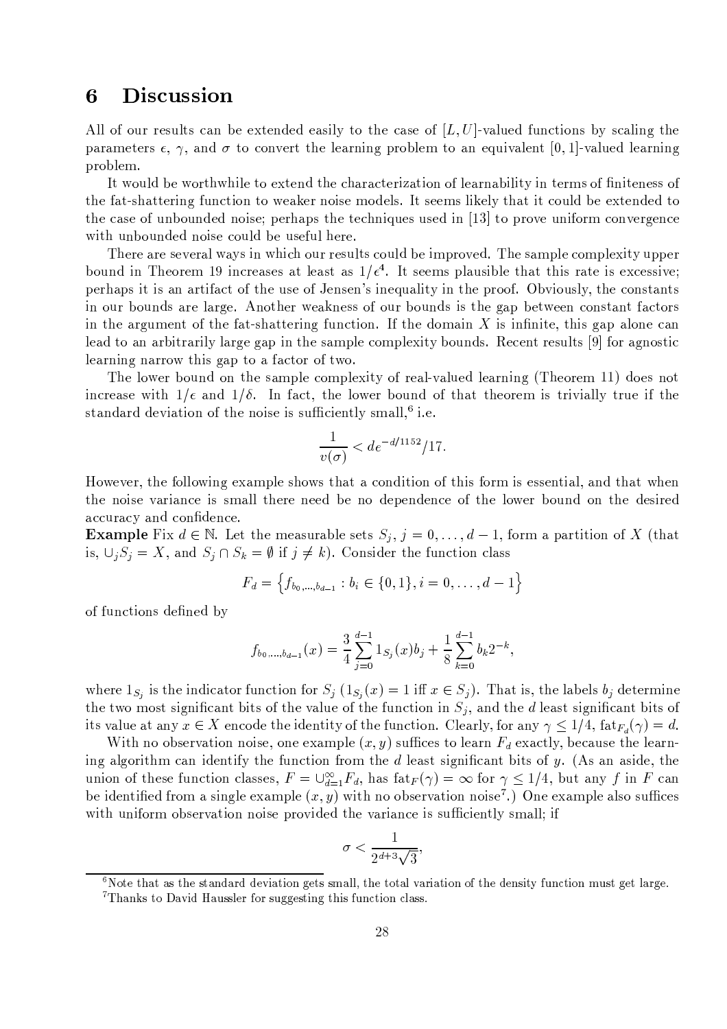# 6 Discussion

All of our results can be extended easily to the case of $[L, U]$-valued functions by scaling the parameters $\epsilon$, $\gamma$, and $\sigma$ to convert the learning problem to an equivalent $[0, 1]$-valued learning problem.

It would be worthwhile to extend the characterization of learnability in terms of finiteness of the fat-shattering function to weaker noise models. It seems likely that it could be extended to the case of unbounded noise; perhaps the techniques used in [13] to prove uniform convergence with unbounded noise could be useful here.

There are several ways in which our results could be improved. The sample complexity upper bound in Theorem 19 increases at least as $1/\epsilon^4$. It seems plausible that this rate is excessive; perhaps it is an artifact of the use of Jensen's inequality in the proof. Obviously, the constants in our bounds are large. Another weakness of our bounds is the gap between constant factors in the argument of the fat-shattering function. If the domain $X$ is infinite, this gap alone can lead to an arbitrarily large gap in the sample complexity bounds. Recent results [9] for agnostic learning narrow this gap to a factor of two.

The lower bound on the sample complexity of real-valued learning (Theorem 11) does not increase with $1/\epsilon$ and $1/\delta$. In fact, the lower bound of that theorem is trivially true if the standard deviation of the noise is sufficiently small,[6] i.e.

$$\frac{1}{v(\sigma)} < de^{-d/1152}/17.$$

However, the following example shows that a condition of this form is essential, and that when the noise variance is small there need be no dependence of the lower bound on the desired accuracy and confidence.

**Example** Fix $d \in \mathbb{N}$. Let the measurable sets $S_j$, $j = 0, \ldots, d-1$, form a partition of $X$ (that is, $\cup_j S_j = X$, and $S_j \cap S_k = \emptyset$ if $j \neq k$). Consider the function class

$$F_d = \left\{ f_{b_0,\ldots,b_{d-1}} : b_i \in \{0,1\}, i = 0, \ldots, d-1 \right\}$$

of functions defined by

$$f_{b_0,\ldots,b_{d-1}}(x) = \frac{3}{4}\sum_{j=0}^{d-1} 1_{S_j}(x) b_j + \frac{1}{8}\sum_{k=0}^{d-1} b_k 2^{-k},$$

where $1_{S_j}$ is the indicator function for $S_j$ ($1_{S_j}(x) = 1$ iff $x \in S_j$). That is, the labels $b_j$ determine the two most significant bits of the value of the function in $S_j$, and the $d$ least significant bits of its value at any $x \in X$ encode the identity of the function. Clearly, for any $\gamma \leq 1/4$, $\text{fat}_{F_d}(\gamma) = d$.

With no observation noise, one example $(x, y)$ suffices to learn $F_d$ exactly, because the learning algorithm can identify the function from the $d$ least significant bits of $y$. (As an aside, the union of these function classes, $F = \cup_{d=1}^{\infty} F_d$, has $\text{fat}_F(\gamma) = \infty$ for $\gamma \leq 1/4$, but any $f$ in $F$ can be identified from a single example $(x, y)$ with no observation noise[7].) One example also suffices with uniform observation noise provided the variance is sufficiently small; if

$$\sigma < \frac{1}{2^{d+3}\sqrt{3}},$$

[6] Note that as the standard deviation gets small, the total variation of the density function must get large.

[7] Thanks to David Haussler for suggesting this function class.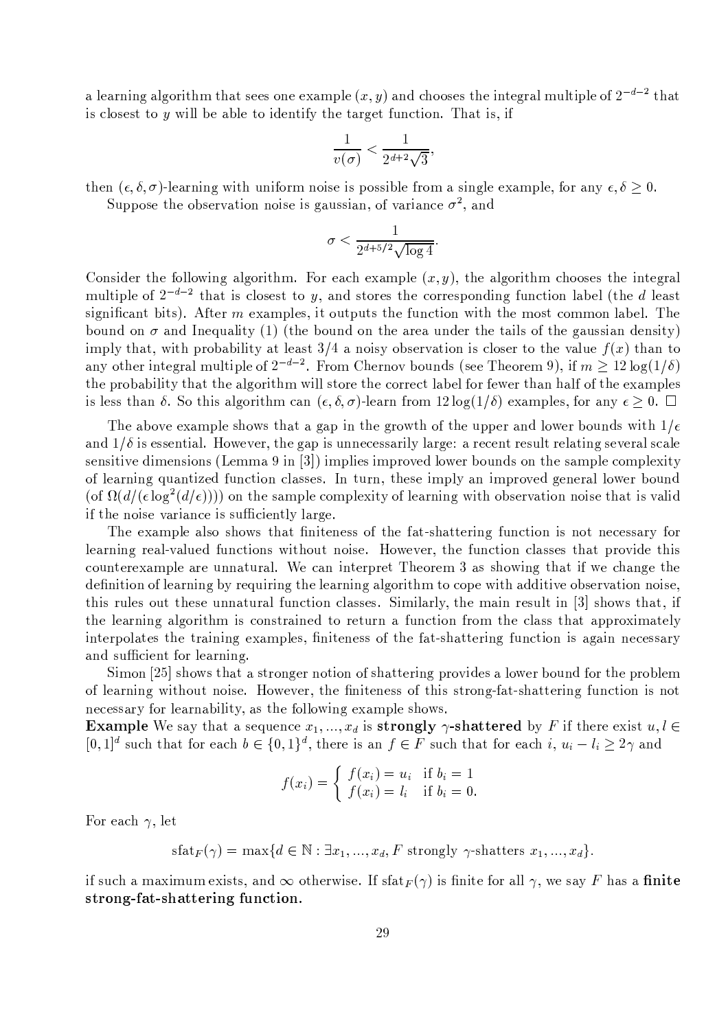a learning algorithm that sees one example $(x, y)$ and chooses the integral multiple of $2^{-d-2}$ that is closest to $y$ will be able to identify the target function. That is, if

$$\frac{1}{v(\sigma)} < \frac{1}{2^{d+2}\sqrt{3}},$$

then $(\epsilon, \delta, \sigma)$-learning with uniform noise is possible from a single example, for any $\epsilon, \delta \geq 0$.

Suppose the observation noise is gaussian, of variance $\sigma^2$, and

$$\sigma < \frac{1}{2^{d+5/2}\sqrt{\log 4}}.$$

Consider the following algorithm. For each example $(x, y)$, the algorithm chooses the integral multiple of $2^{-d-2}$ that is closest to $y$, and stores the corresponding function label (the $d$ least significant bits). After $m$ examples, it outputs the function with the most common label. The bound on $\sigma$ and Inequality (1) (the bound on the area under the tails of the gaussian density) imply that, with probability at least $3/4$ a noisy observation is closer to the value $f(x)$ than to any other integral multiple of $2^{-d-2}$. From Chernov bounds (see Theorem 9), if $m \geq 12 \log(1/\delta)$ the probability that the algorithm will store the correct label for fewer than half of the examples is less than $\delta$. So this algorithm can $(\epsilon, \delta, \sigma)$-learn from $12 \log(1/\delta)$ examples, for any $\epsilon \geq 0$. □

The above example shows that a gap in the growth of the upper and lower bounds with $1/\epsilon$ and $1/\delta$ is essential. However, the gap is unnecessarily large: a recent result relating several scale sensitive dimensions (Lemma 9 in [3]) implies improved lower bounds on the sample complexity of learning quantized function classes. In turn, these imply an improved general lower bound (of $\Omega(d/(\epsilon \log^2(d/\epsilon)))$) on the sample complexity of learning with observation noise that is valid if the noise variance is sufficiently large.

The example also shows that finiteness of the fat-shattering function is not necessary for learning real-valued functions without noise. However, the function classes that provide this counterexample are unnatural. We can interpret Theorem 3 as showing that if we change the definition of learning by requiring the learning algorithm to cope with additive observation noise, this rules out these unnatural function classes. Similarly, the main result in [3] shows that, if the learning algorithm is constrained to return a function from the class that approximately interpolates the training examples, finiteness of the fat-shattering function is again necessary and sufficient for learning.

Simon [25] shows that a stronger notion of shattering provides a lower bound for the problem of learning without noise. However, the finiteness of this strong-fat-shattering function is not necessary for learnability, as the following example shows.

**Example** We say that a sequence $x_1, ..., x_d$ is **strongly $\gamma$-shattered** by $F$ if there exist $u, l \in [0, 1]^d$ such that for each $b \in \{0, 1\}^d$, there is an $f \in F$ such that for each $i$, $u_i - l_i \geq 2\gamma$ and

$$f(x_i) = \begin{cases} f(x_i) = u_i & \text{if } b_i = 1 \\ f(x_i) = l_i & \text{if } b_i = 0. \end{cases}$$

For each $\gamma$, let

$$\text{sfat}_F(\gamma) = \max\{d \in \mathbb{N} : \exists x_1, ..., x_d, F \text{ strongly } \gamma\text{-shatters } x_1, ..., x_d\}.$$

if such a maximum exists, and $\infty$ otherwise. If $\text{sfat}_F(\gamma)$ is finite for all $\gamma$, we say $F$ has a **finite strong-fat-shattering function.**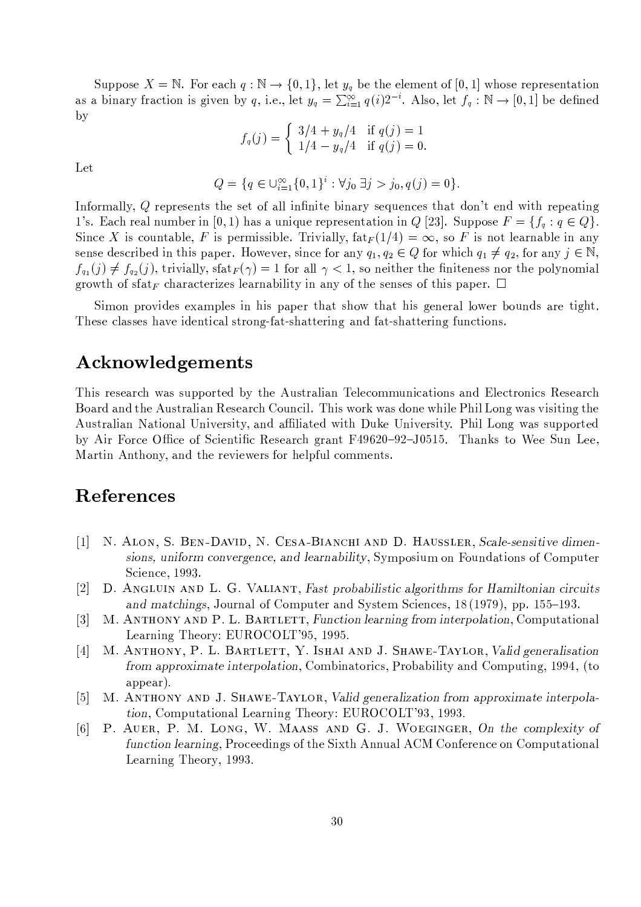Suppose $X = \mathbb{N}$. For each $q : \mathbb{N} \to \{0,1\}$, let $y_q$ be the element of $[0,1]$ whose representation as a binary fraction is given by $q$, i.e., let $y_q = \sum_{i=1}^{\infty} q(i)2^{-i}$. Also, let $f_q : \mathbb{N} \to [0,1]$ be defined by

$$f_q(j) = \begin{cases} 3/4 + y_q/4 & \text{if } q(j) = 1 \\ 1/4 - y_q/4 & \text{if } q(j) = 0. \end{cases}$$

Let

$$Q = \{q \in \cup_{i=1}^{\infty} \{0,1\}^i : \forall j_0 \; \exists j > j_0, q(j) = 0\}.$$

Informally, $Q$ represents the set of all infinite binary sequences that don't end with repeating 1's. Each real number in $[0,1)$ has a unique representation in $Q$ [23]. Suppose $F = \{f_q : q \in Q\}$. Since $X$ is countable, $F$ is permissible. Trivially, $\text{fat}_F(1/4) = \infty$, so $F$ is not learnable in any sense described in this paper. However, since for any $q_1, q_2 \in Q$ for which $q_1 \neq q_2$, for any $j \in \mathbb{N}$, $f_{q_1}(j) \neq f_{q_2}(j)$, trivially, $\text{sfat}_F(\gamma) = 1$ for all $\gamma < 1$, so neither the finiteness nor the polynomial growth of $\text{sfat}_F$ characterizes learnability in any of the senses of this paper. □

Simon provides examples in his paper that show that his general lower bounds are tight. These classes have identical strong-fat-shattering and fat-shattering functions.

## Acknowledgements

This research was supported by the Australian Telecommunications and Electronics Research Board and the Australian Research Council. This work was done while Phil Long was visiting the Australian National University, and affiliated with Duke University. Phil Long was supported by Air Force Office of Scientific Research grant F49620–92–J0515. Thanks to Wee Sun Lee, Martin Anthony, and the reviewers for helpful comments.

## References

[1] N. Alon, S. Ben-David, N. Cesa-Bianchi and D. Haussler, *Scale-sensitive dimensions, uniform convergence, and learnability*, Symposium on Foundations of Computer Science, 1993.

[2] D. Angluin and L. G. Valiant, *Fast probabilistic algorithms for Hamiltonian circuits and matchings*, Journal of Computer and System Sciences, 18 (1979), pp. 155–193.

[3] M. Anthony and P. L. Bartlett, *Function learning from interpolation*, Computational Learning Theory: EUROCOLT'95, 1995.

[4] M. Anthony, P. L. Bartlett, Y. Ishai and J. Shawe-Taylor, *Valid generalisation from approximate interpolation*, Combinatorics, Probability and Computing, 1994, (to appear).

[5] M. Anthony and J. Shawe-Taylor, *Valid generalization from approximate interpolation*, Computational Learning Theory: EUROCOLT'93, 1993.

[6] P. Auer, P. M. Long, W. Maass and G. J. Woeginger, *On the complexity of function learning*, Proceedings of the Sixth Annual ACM Conference on Computational Learning Theory, 1993.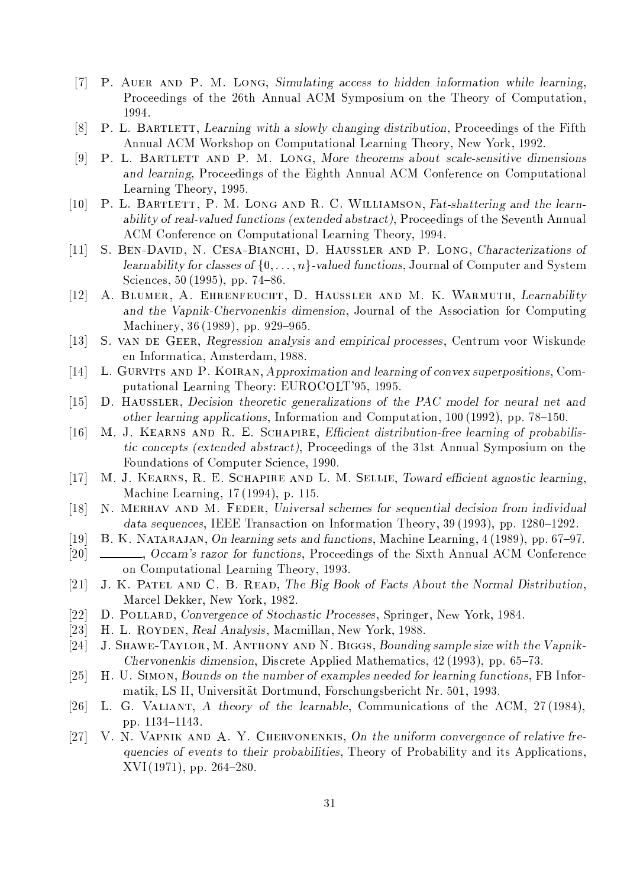[7] P. Auer and P. M. Long, *Simulating access to hidden information while learning*, Proceedings of the 26th Annual ACM Symposium on the Theory of Computation, 1994.

[8] P. L. Bartlett, *Learning with a slowly changing distribution*, Proceedings of the Fifth Annual ACM Workshop on Computational Learning Theory, New York, 1992.

[9] P. L. Bartlett and P. M. Long, *More theorems about scale-sensitive dimensions and learning*, Proceedings of the Eighth Annual ACM Conference on Computational Learning Theory, 1995.

[10] P. L. Bartlett, P. M. Long and R. C. Williamson, *Fat-shattering and the learnability of real-valued functions (extended abstract)*, Proceedings of the Seventh Annual ACM Conference on Computational Learning Theory, 1994.

[11] S. Ben-David, N. Cesa-Bianchi, D. Haussler and P. Long, *Characterizations of learnability for classes of $\{0, \ldots, n\}$-valued functions*, Journal of Computer and System Sciences, 50 (1995), pp. 74–86.

[12] A. Blumer, A. Ehrenfeucht, D. Haussler and M. K. Warmuth, *Learnability and the Vapnik-Chervonenkis dimension*, Journal of the Association for Computing Machinery, 36 (1989), pp. 929–965.

[13] S. van de Geer, *Regression analysis and empirical processes*, Centrum voor Wiskunde en Informatica, Amsterdam, 1988.

[14] L. Gurvits and P. Koiran, *Approximation and learning of convex superpositions*, Computational Learning Theory: EUROCOLT'95, 1995.

[15] D. Haussler, *Decision theoretic generalizations of the PAC model for neural net and other learning applications*, Information and Computation, 100 (1992), pp. 78–150.

[16] M. J. Kearns and R. E. Schapire, *Efficient distribution-free learning of probabilistic concepts (extended abstract)*, Proceedings of the 31st Annual Symposium on the Foundations of Computer Science, 1990.

[17] M. J. Kearns, R. E. Schapire and L. M. Sellie, *Toward efficient agnostic learning*, Machine Learning, 17 (1994), p. 115.

[18] N. Merhav and M. Feder, *Universal schemes for sequential decision from individual data sequences*, IEEE Transaction on Information Theory, 39 (1993), pp. 1280–1292.

[19] B. K. Natarajan, *On learning sets and functions*, Machine Learning, 4 (1989), pp. 67–97.

[20] ———, *Occam's razor for functions*, Proceedings of the Sixth Annual ACM Conference on Computational Learning Theory, 1993.

[21] J. K. Patel and C. B. Read, *The Big Book of Facts About the Normal Distribution*, Marcel Dekker, New York, 1982.

[22] D. Pollard, *Convergence of Stochastic Processes*, Springer, New York, 1984.

[23] H. L. Royden, *Real Analysis*, Macmillan, New York, 1988.

[24] J. Shawe-Taylor, M. Anthony and N. Biggs, *Bounding sample size with the Vapnik-Chervonenkis dimension*, Discrete Applied Mathematics, 42 (1993), pp. 65–73.

[25] H. U. Simon, *Bounds on the number of examples needed for learning functions*, FB Informatik, LS II, Universität Dortmund, Forschungsbericht Nr. 501, 1993.

[26] L. G. Valiant, *A theory of the learnable*, Communications of the ACM, 27 (1984), pp. 1134–1143.

[27] V. N. Vapnik and A. Y. Chervonenkis, *On the uniform convergence of relative frequencies of events to their probabilities*, Theory of Probability and its Applications, XVI (1971), pp. 264–280.